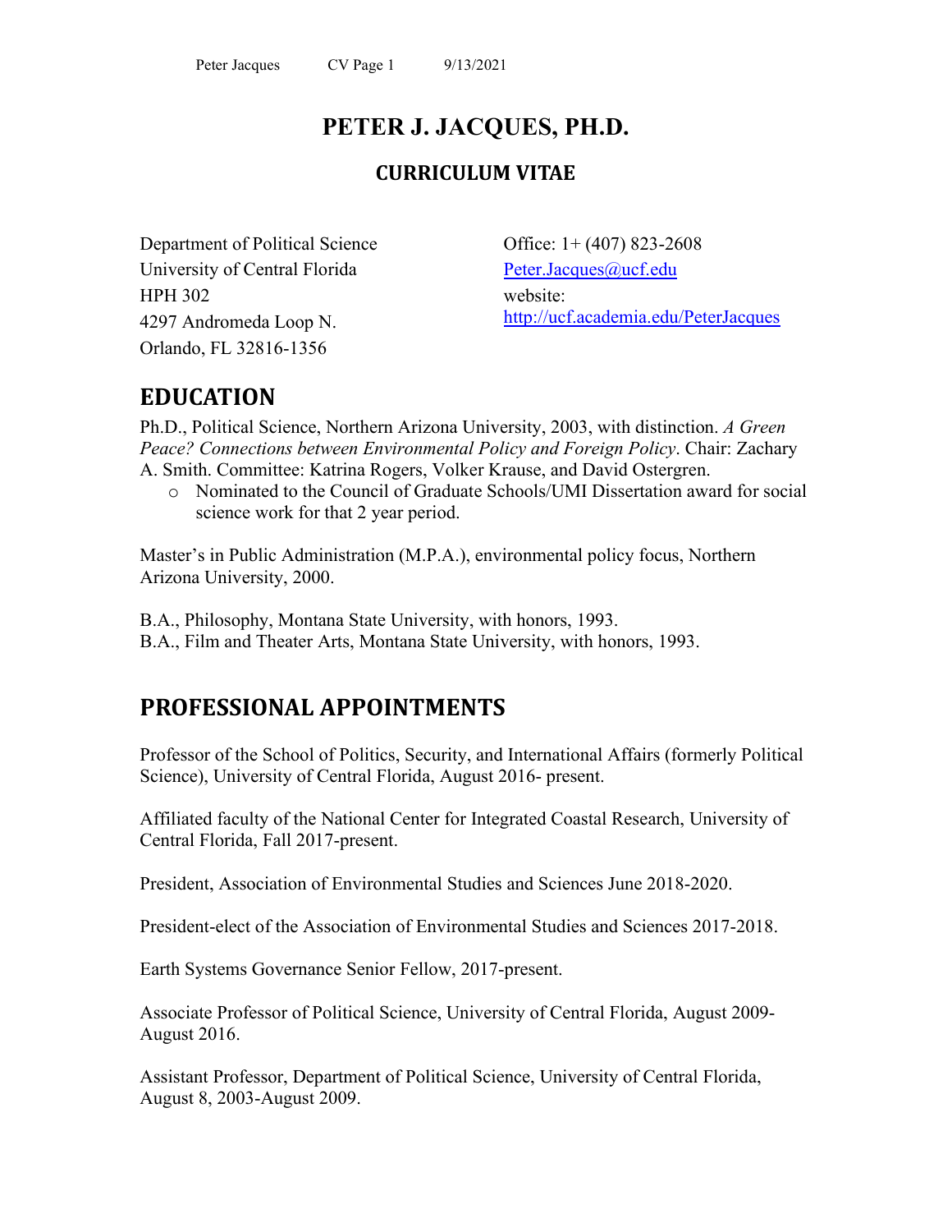# PETER J. JACQUES, PH.D.

## CURRICULUM VITAE

Department of Political Science
University of Central Florida
HPH 302
4297 Andromeda Loop N.
Orlando, FL 32816-1356

Office: 1+ (407) 823-2608
Peter.Jacques@ucf.edu
website:
http://ucf.academia.edu/PeterJacques

## EDUCATION

Ph.D., Political Science, Northern Arizona University, 2003, with distinction. *A Green Peace? Connections between Environmental Policy and Foreign Policy*. Chair: Zachary A. Smith. Committee: Katrina Rogers, Volker Krause, and David Ostergren.

- Nominated to the Council of Graduate Schools/UMI Dissertation award for social science work for that 2 year period.

Master's in Public Administration (M.P.A.), environmental policy focus, Northern Arizona University, 2000.

B.A., Philosophy, Montana State University, with honors, 1993.
B.A., Film and Theater Arts, Montana State University, with honors, 1993.

## PROFESSIONAL APPOINTMENTS

Professor of the School of Politics, Security, and International Affairs (formerly Political Science), University of Central Florida, August 2016- present.

Affiliated faculty of the National Center for Integrated Coastal Research, University of Central Florida, Fall 2017-present.

President, Association of Environmental Studies and Sciences June 2018-2020.

President-elect of the Association of Environmental Studies and Sciences 2017-2018.

Earth Systems Governance Senior Fellow, 2017-present.

Associate Professor of Political Science, University of Central Florida, August 2009- August 2016.

Assistant Professor, Department of Political Science, University of Central Florida, August 8, 2003-August 2009.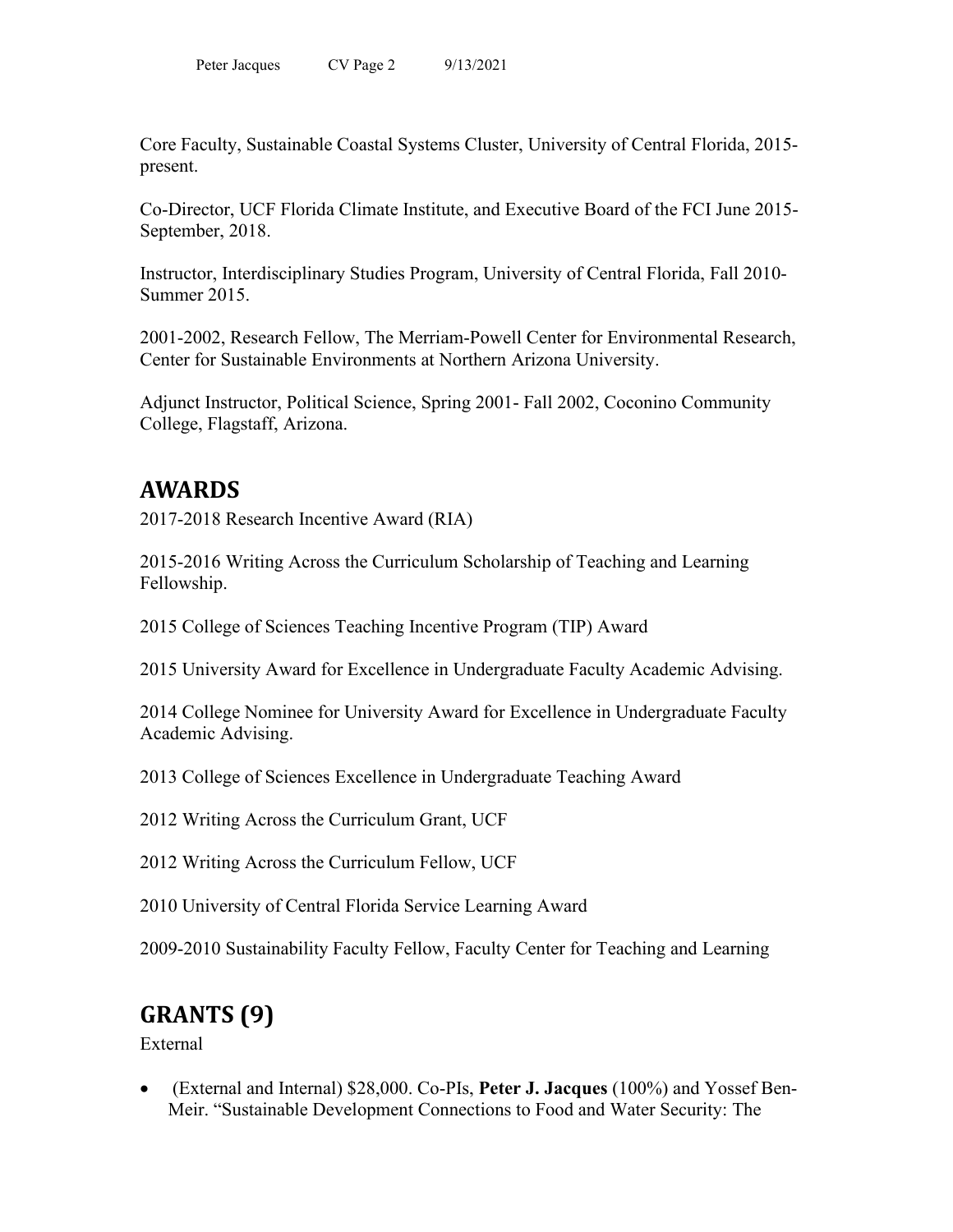Core Faculty, Sustainable Coastal Systems Cluster, University of Central Florida, 2015-present.

Co-Director, UCF Florida Climate Institute, and Executive Board of the FCI June 2015-September, 2018.

Instructor, Interdisciplinary Studies Program, University of Central Florida, Fall 2010-Summer 2015.

2001-2002, Research Fellow, The Merriam-Powell Center for Environmental Research, Center for Sustainable Environments at Northern Arizona University.

Adjunct Instructor, Political Science, Spring 2001- Fall 2002, Coconino Community College, Flagstaff, Arizona.

## AWARDS

2017-2018 Research Incentive Award (RIA)

2015-2016 Writing Across the Curriculum Scholarship of Teaching and Learning Fellowship.

2015 College of Sciences Teaching Incentive Program (TIP) Award

2015 University Award for Excellence in Undergraduate Faculty Academic Advising.

2014 College Nominee for University Award for Excellence in Undergraduate Faculty Academic Advising.

2013 College of Sciences Excellence in Undergraduate Teaching Award

2012 Writing Across the Curriculum Grant, UCF

2012 Writing Across the Curriculum Fellow, UCF

2010 University of Central Florida Service Learning Award

2009-2010 Sustainability Faculty Fellow, Faculty Center for Teaching and Learning

## GRANTS (9)

External

- (External and Internal) $28,000. Co-PIs, **Peter J. Jacques** (100%) and Yossef Ben-Meir. "Sustainable Development Connections to Food and Water Security: The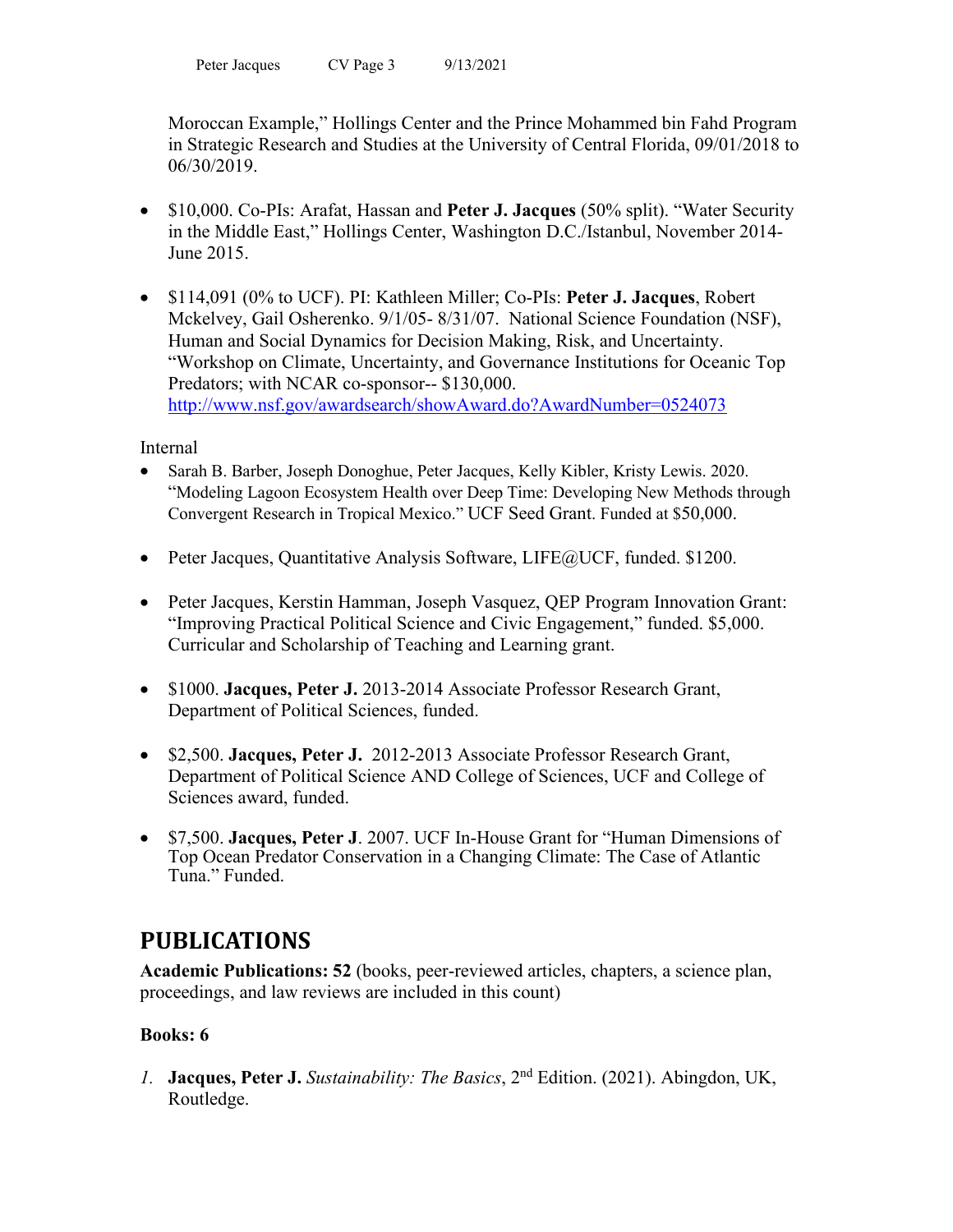Moroccan Example," Hollings Center and the Prince Mohammed bin Fahd Program in Strategic Research and Studies at the University of Central Florida, 09/01/2018 to 06/30/2019.

- $10,000. Co-PIs: Arafat, Hassan and **Peter J. Jacques** (50% split). "Water Security in the Middle East," Hollings Center, Washington D.C./Istanbul, November 2014-June 2015.

- $114,091 (0% to UCF). PI: Kathleen Miller; Co-PIs: **Peter J. Jacques**, Robert Mckelvey, Gail Osherenko. 9/1/05- 8/31/07. National Science Foundation (NSF), Human and Social Dynamics for Decision Making, Risk, and Uncertainty. "Workshop on Climate, Uncertainty, and Governance Institutions for Oceanic Top Predators; with NCAR co-sponsor-- $130,000. http://www.nsf.gov/awardsearch/showAward.do?AwardNumber=0524073

Internal

- Sarah B. Barber, Joseph Donoghue, Peter Jacques, Kelly Kibler, Kristy Lewis. 2020. "Modeling Lagoon Ecosystem Health over Deep Time: Developing New Methods through Convergent Research in Tropical Mexico." UCF Seed Grant. Funded at $50,000.

- Peter Jacques, Quantitative Analysis Software, LIFE@UCF, funded. $1200.

- Peter Jacques, Kerstin Hamman, Joseph Vasquez, QEP Program Innovation Grant: "Improving Practical Political Science and Civic Engagement," funded. $5,000. Curricular and Scholarship of Teaching and Learning grant.

- $1000. **Jacques, Peter J.** 2013-2014 Associate Professor Research Grant, Department of Political Sciences, funded.

- $2,500. **Jacques, Peter J.** 2012-2013 Associate Professor Research Grant, Department of Political Science AND College of Sciences, UCF and College of Sciences award, funded.

- $7,500. **Jacques, Peter J**. 2007. UCF In-House Grant for "Human Dimensions of Top Ocean Predator Conservation in a Changing Climate: The Case of Atlantic Tuna." Funded.

# PUBLICATIONS

**Academic Publications: 52** (books, peer-reviewed articles, chapters, a science plan, proceedings, and law reviews are included in this count)

**Books: 6**

1. **Jacques, Peter J.** *Sustainability: The Basics*, 2nd Edition. (2021). Abingdon, UK, Routledge.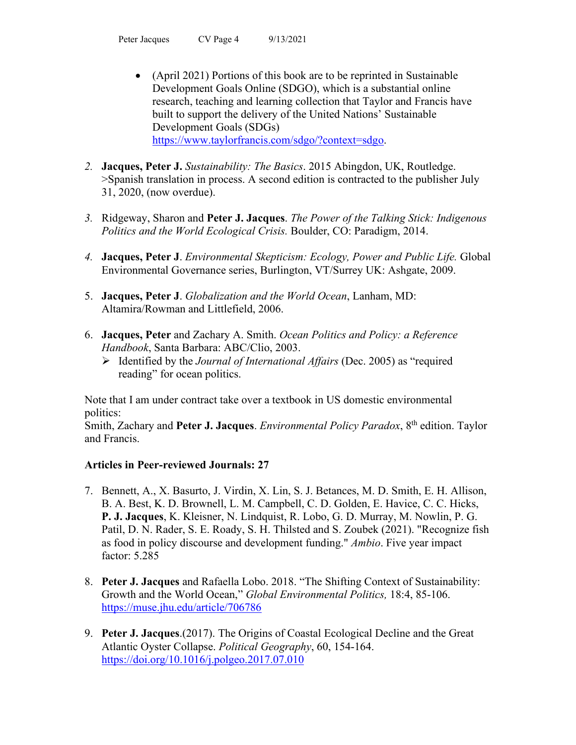- (April 2021) Portions of this book are to be reprinted in Sustainable Development Goals Online (SDGO), which is a substantial online research, teaching and learning collection that Taylor and Francis have built to support the delivery of the United Nations' Sustainable Development Goals (SDGs) https://www.taylorfrancis.com/sdgo/?context=sdgo.

2. **Jacques, Peter J.** *Sustainability: The Basics*. 2015 Abingdon, UK, Routledge. >Spanish translation in process. A second edition is contracted to the publisher July 31, 2020, (now overdue).

3. Ridgeway, Sharon and **Peter J. Jacques**. *The Power of the Talking Stick: Indigenous Politics and the World Ecological Crisis.* Boulder, CO: Paradigm, 2014.

4. **Jacques, Peter J**. *Environmental Skepticism: Ecology, Power and Public Life.* Global Environmental Governance series, Burlington, VT/Surrey UK: Ashgate, 2009.

5. **Jacques, Peter J**. *Globalization and the World Ocean*, Lanham, MD: Altamira/Rowman and Littlefield, 2006.

6. **Jacques, Peter** and Zachary A. Smith. *Ocean Politics and Policy: a Reference Handbook*, Santa Barbara: ABC/Clio, 2003.
   - Identified by the *Journal of International Affairs* (Dec. 2005) as "required reading" for ocean politics.

Note that I am under contract take over a textbook in US domestic environmental politics:
Smith, Zachary and **Peter J. Jacques**. *Environmental Policy Paradox*, 8th edition. Taylor and Francis.

**Articles in Peer-reviewed Journals: 27**

7. Bennett, A., X. Basurto, J. Virdin, X. Lin, S. J. Betances, M. D. Smith, E. H. Allison, B. A. Best, K. D. Brownell, L. M. Campbell, C. D. Golden, E. Havice, C. C. Hicks, **P. J. Jacques**, K. Kleisner, N. Lindquist, R. Lobo, G. D. Murray, M. Nowlin, P. G. Patil, D. N. Rader, S. E. Roady, S. H. Thilsted and S. Zoubek (2021). "Recognize fish as food in policy discourse and development funding." *Ambio*. Five year impact factor: 5.285

8. **Peter J. Jacques** and Rafaella Lobo. 2018. "The Shifting Context of Sustainability: Growth and the World Ocean," *Global Environmental Politics,* 18:4, 85-106. https://muse.jhu.edu/article/706786

9. **Peter J. Jacques**.(2017). The Origins of Coastal Ecological Decline and the Great Atlantic Oyster Collapse. *Political Geography*, 60, 154-164. https://doi.org/10.1016/j.polgeo.2017.07.010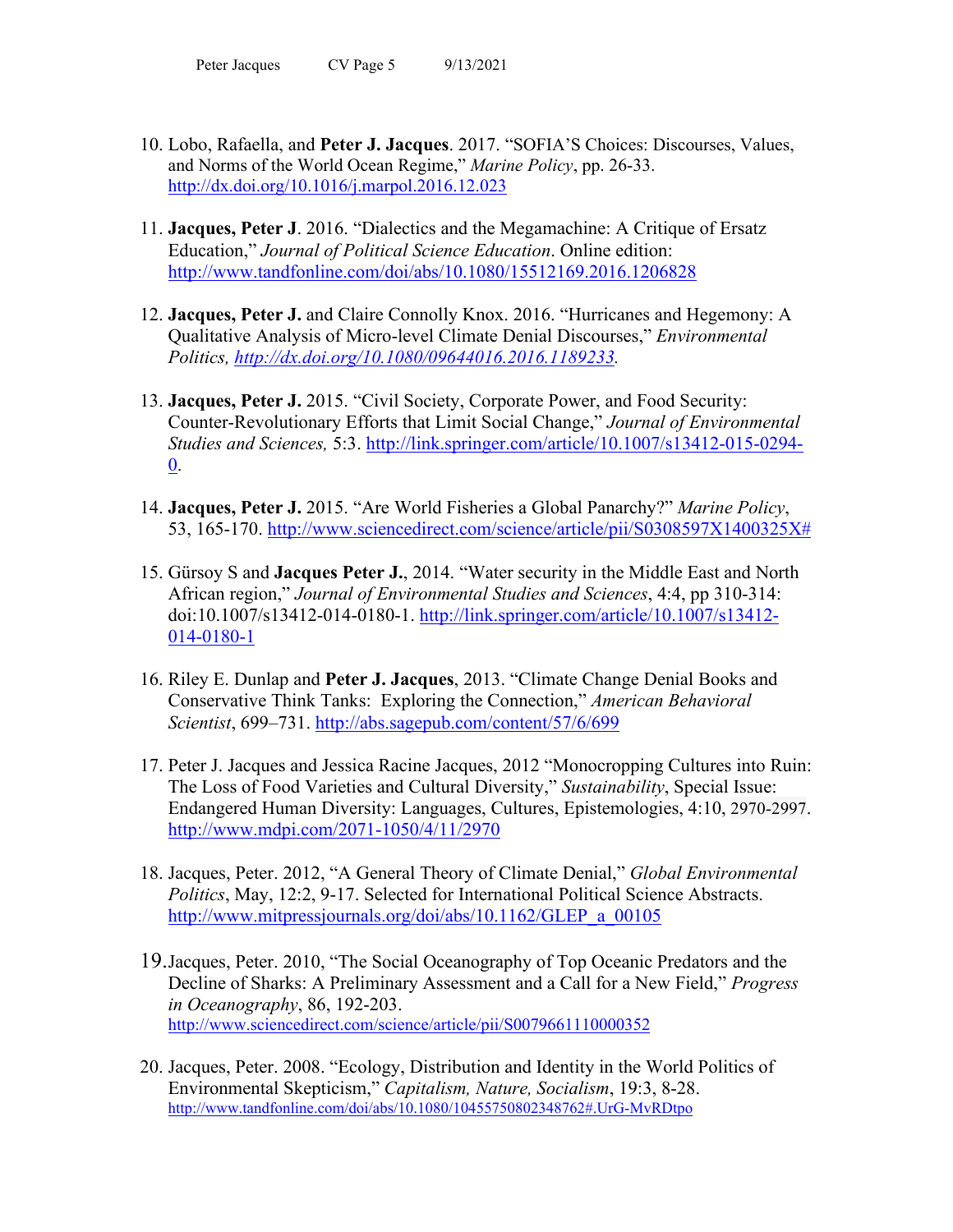10. Lobo, Rafaella, and **Peter J. Jacques**. 2017. "SOFIA'S Choices: Discourses, Values, and Norms of the World Ocean Regime," *Marine Policy*, pp. 26-33. http://dx.doi.org/10.1016/j.marpol.2016.12.023

11. **Jacques, Peter J**. 2016. "Dialectics and the Megamachine: A Critique of Ersatz Education," *Journal of Political Science Education*. Online edition: http://www.tandfonline.com/doi/abs/10.1080/15512169.2016.1206828

12. **Jacques, Peter J.** and Claire Connolly Knox. 2016. "Hurricanes and Hegemony: A Qualitative Analysis of Micro-level Climate Denial Discourses," *Environmental Politics, http://dx.doi.org/10.1080/09644016.2016.1189233.*

13. **Jacques, Peter J.** 2015. "Civil Society, Corporate Power, and Food Security: Counter-Revolutionary Efforts that Limit Social Change," *Journal of Environmental Studies and Sciences,* 5:3. http://link.springer.com/article/10.1007/s13412-015-0294-0.

14. **Jacques, Peter J.** 2015. "Are World Fisheries a Global Panarchy?" *Marine Policy*, 53, 165-170. http://www.sciencedirect.com/science/article/pii/S0308597X1400325X#

15. Gürsoy S and **Jacques Peter J.**, 2014. "Water security in the Middle East and North African region," *Journal of Environmental Studies and Sciences*, 4:4, pp 310-314: doi:10.1007/s13412-014-0180-1. http://link.springer.com/article/10.1007/s13412-014-0180-1

16. Riley E. Dunlap and **Peter J. Jacques**, 2013. "Climate Change Denial Books and Conservative Think Tanks: Exploring the Connection," *American Behavioral Scientist*, 699–731. http://abs.sagepub.com/content/57/6/699

17. Peter J. Jacques and Jessica Racine Jacques, 2012 "Monocropping Cultures into Ruin: The Loss of Food Varieties and Cultural Diversity," *Sustainability*, Special Issue: Endangered Human Diversity: Languages, Cultures, Epistemologies, 4:10, 2970-2997. http://www.mdpi.com/2071-1050/4/11/2970

18. Jacques, Peter. 2012, "A General Theory of Climate Denial," *Global Environmental Politics*, May, 12:2, 9-17. Selected for International Political Science Abstracts. http://www.mitpressjournals.org/doi/abs/10.1162/GLEP_a_00105

19. Jacques, Peter. 2010, "The Social Oceanography of Top Oceanic Predators and the Decline of Sharks: A Preliminary Assessment and a Call for a New Field," *Progress in Oceanography*, 86, 192-203. http://www.sciencedirect.com/science/article/pii/S0079661110000352

20. Jacques, Peter. 2008. "Ecology, Distribution and Identity in the World Politics of Environmental Skepticism," *Capitalism, Nature, Socialism*, 19:3, 8-28. http://www.tandfonline.com/doi/abs/10.1080/10455750802348762#.UrG-MvRDtpo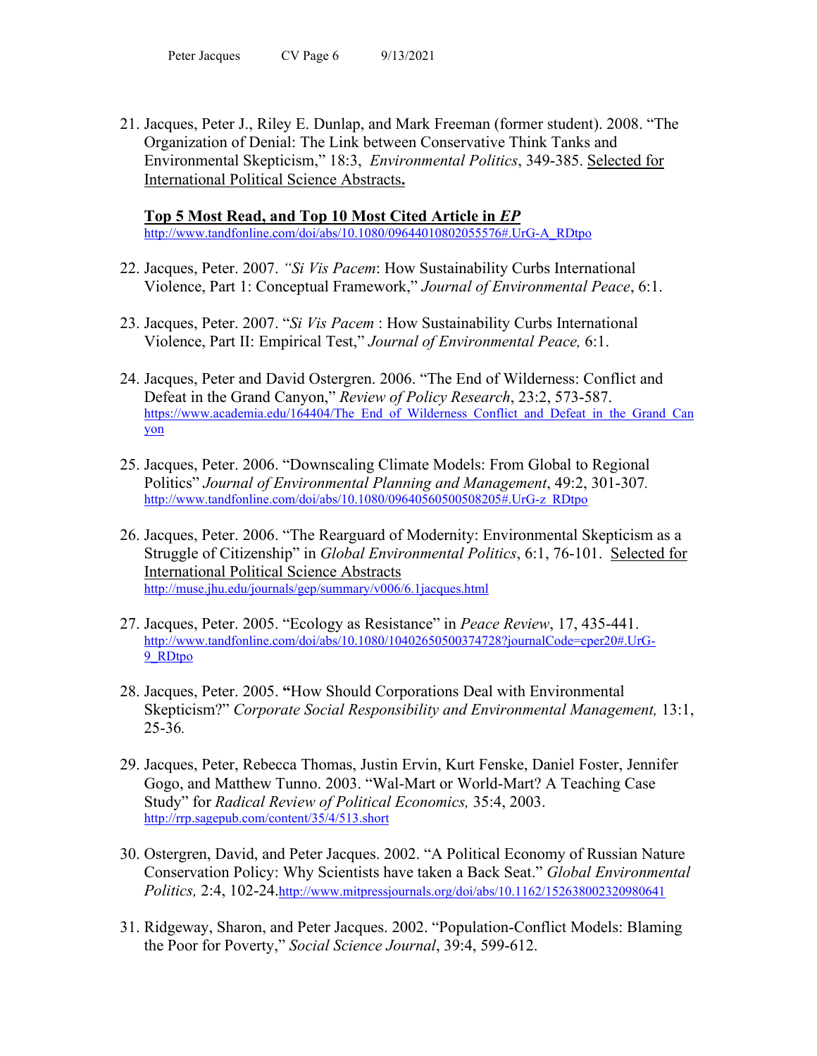21. Jacques, Peter J., Riley E. Dunlap, and Mark Freeman (former student). 2008. "The Organization of Denial: The Link between Conservative Think Tanks and Environmental Skepticism," 18:3, *Environmental Politics*, 349-385. Selected for International Political Science Abstracts**.**

    **Top 5 Most Read, and Top 10 Most Cited Article in *EP***
    http://www.tandfonline.com/doi/abs/10.1080/09644010802055576#.UrG-A_RDtpo

22. Jacques, Peter. 2007. *"Si Vis Pacem*: How Sustainability Curbs International Violence, Part 1: Conceptual Framework," *Journal of Environmental Peace*, 6:1.

23. Jacques, Peter. 2007. "*Si Vis Pacem* : How Sustainability Curbs International Violence, Part II: Empirical Test," *Journal of Environmental Peace,* 6:1.

24. Jacques, Peter and David Ostergren. 2006. "The End of Wilderness: Conflict and Defeat in the Grand Canyon," *Review of Policy Research*, 23:2, 573-587.
    https://www.academia.edu/164404/The_End_of_Wilderness_Conflict_and_Defeat_in_the_Grand_Canyon

25. Jacques, Peter. 2006. "Downscaling Climate Models: From Global to Regional Politics" *Journal of Environmental Planning and Management*, 49:2, 301-307*.*
    http://www.tandfonline.com/doi/abs/10.1080/09640560500508205#.UrG-z_RDtpo

26. Jacques, Peter. 2006. "The Rearguard of Modernity: Environmental Skepticism as a Struggle of Citizenship" in *Global Environmental Politics*, 6:1, 76-101. Selected for International Political Science Abstracts
    http://muse.jhu.edu/journals/gep/summary/v006/6.1jacques.html

27. Jacques, Peter. 2005. "Ecology as Resistance" in *Peace Review*, 17, 435-441.
    http://www.tandfonline.com/doi/abs/10.1080/10402650500374728?journalCode=cper20#.UrG-9_RDtpo

28. Jacques, Peter. 2005. **"**How Should Corporations Deal with Environmental Skepticism?" *Corporate Social Responsibility and Environmental Management,* 13:1, 25-36*.*

29. Jacques, Peter, Rebecca Thomas, Justin Ervin, Kurt Fenske, Daniel Foster, Jennifer Gogo, and Matthew Tunno. 2003. "Wal-Mart or World-Mart? A Teaching Case Study" for *Radical Review of Political Economics,* 35:4, 2003.
    http://rrp.sagepub.com/content/35/4/513.short

30. Ostergren, David, and Peter Jacques. 2002. "A Political Economy of Russian Nature Conservation Policy: Why Scientists have taken a Back Seat." *Global Environmental Politics,* 2:4, 102-24.http://www.mitpressjournals.org/doi/abs/10.1162/152638002320980641

31. Ridgeway, Sharon, and Peter Jacques. 2002. "Population-Conflict Models: Blaming the Poor for Poverty," *Social Science Journal*, 39:4, 599-612.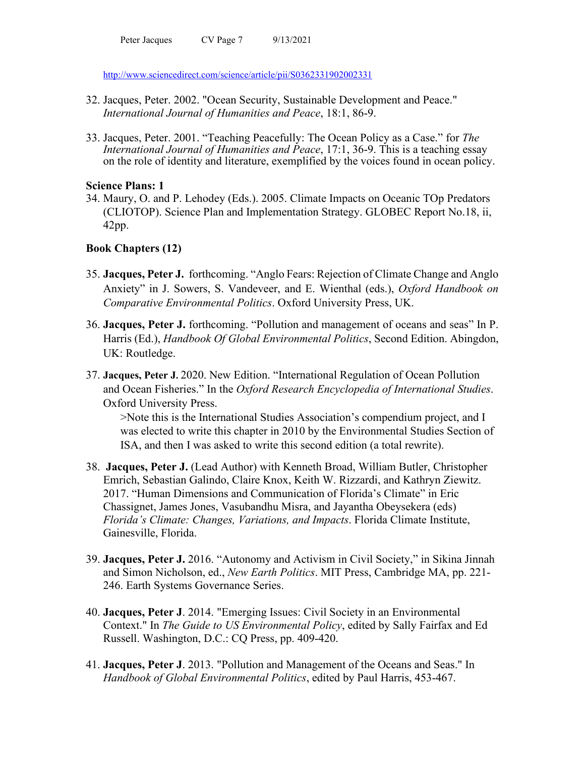http://www.sciencedirect.com/science/article/pii/S0362331902002331

32. Jacques, Peter. 2002. "Ocean Security, Sustainable Development and Peace." *International Journal of Humanities and Peace*, 18:1, 86-9.

33. Jacques, Peter. 2001. "Teaching Peacefully: The Ocean Policy as a Case." for *The International Journal of Humanities and Peace*, 17:1, 36-9. This is a teaching essay on the role of identity and literature, exemplified by the voices found in ocean policy.

**Science Plans: 1**

34. Maury, O. and P. Lehodey (Eds.). 2005. Climate Impacts on Oceanic TOp Predators (CLIOTOP). Science Plan and Implementation Strategy. GLOBEC Report No.18, ii, 42pp.

**Book Chapters (12)**

35. **Jacques, Peter J.** forthcoming. "Anglo Fears: Rejection of Climate Change and Anglo Anxiety" in J. Sowers, S. Vandeveer, and E. Wienthal (eds.), *Oxford Handbook on Comparative Environmental Politics*. Oxford University Press, UK.

36. **Jacques, Peter J.** forthcoming. "Pollution and management of oceans and seas" In P. Harris (Ed.), *Handbook Of Global Environmental Politics*, Second Edition. Abingdon, UK: Routledge.

37. **Jacques, Peter J.** 2020. New Edition. "International Regulation of Ocean Pollution and Ocean Fisheries." In the *Oxford Research Encyclopedia of International Studies*. Oxford University Press.
   >Note this is the International Studies Association's compendium project, and I was elected to write this chapter in 2010 by the Environmental Studies Section of ISA, and then I was asked to write this second edition (a total rewrite).

38. **Jacques, Peter J.** (Lead Author) with Kenneth Broad, William Butler, Christopher Emrich, Sebastian Galindo, Claire Knox, Keith W. Rizzardi, and Kathryn Ziewitz. 2017. "Human Dimensions and Communication of Florida's Climate" in Eric Chassignet, James Jones, Vasubandhu Misra, and Jayantha Obeysekera (eds) *Florida's Climate: Changes, Variations, and Impacts*. Florida Climate Institute, Gainesville, Florida.

39. **Jacques, Peter J.** 2016. "Autonomy and Activism in Civil Society," in Sikina Jinnah and Simon Nicholson, ed., *New Earth Politics*. MIT Press, Cambridge MA, pp. 221-246. Earth Systems Governance Series.

40. **Jacques, Peter J**. 2014. "Emerging Issues: Civil Society in an Environmental Context." In *The Guide to US Environmental Policy*, edited by Sally Fairfax and Ed Russell. Washington, D.C.: CQ Press, pp. 409-420.

41. **Jacques, Peter J**. 2013. "Pollution and Management of the Oceans and Seas." In *Handbook of Global Environmental Politics*, edited by Paul Harris, 453-467.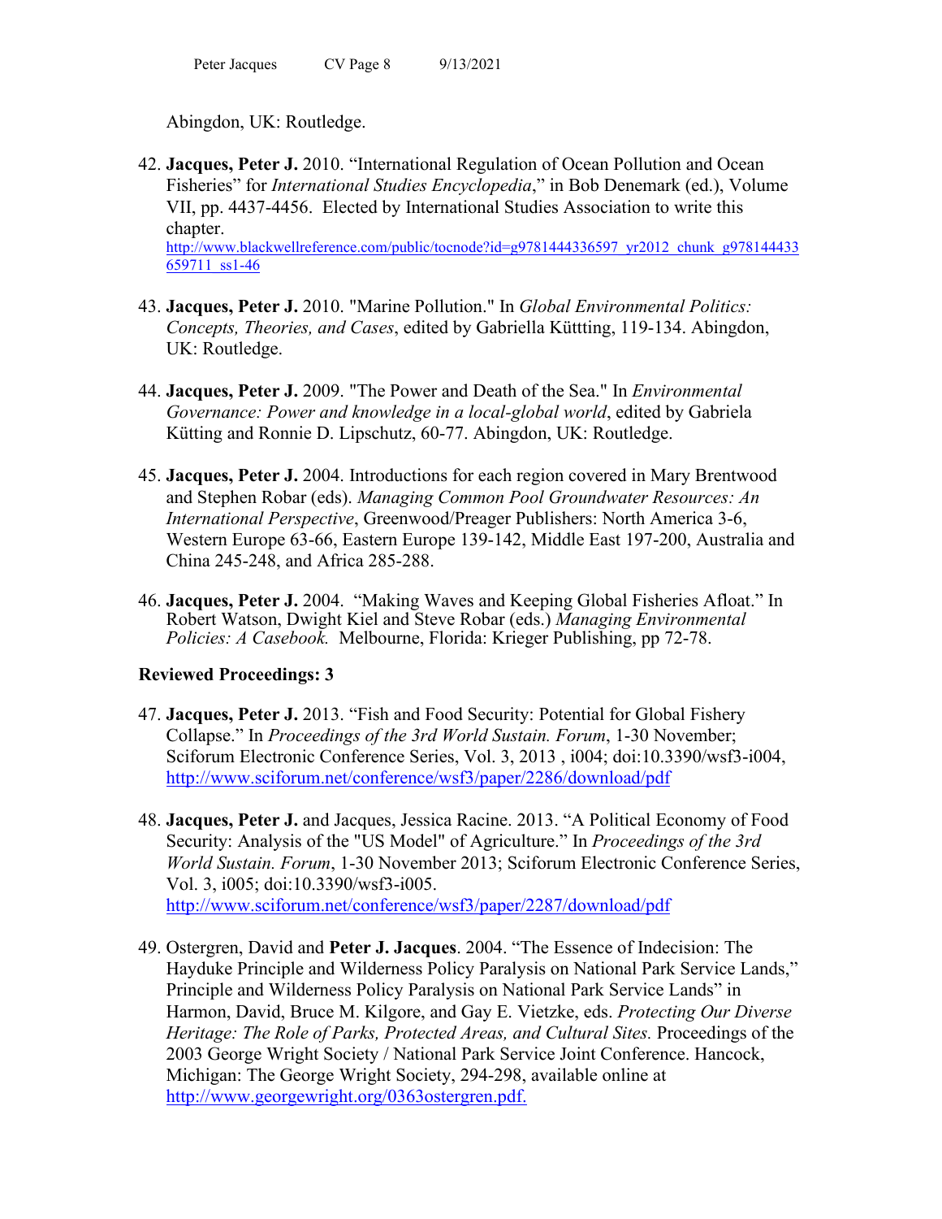Abingdon, UK: Routledge.

42. **Jacques, Peter J.** 2010. "International Regulation of Ocean Pollution and Ocean Fisheries" for *International Studies Encyclopedia*," in Bob Denemark (ed.), Volume VII, pp. 4437-4456. Elected by International Studies Association to write this chapter. http://www.blackwellreference.com/public/tocnode?id=g9781444336597_yr2012_chunk_g978144433659711_ss1-46

43. **Jacques, Peter J.** 2010. "Marine Pollution." In *Global Environmental Politics: Concepts, Theories, and Cases*, edited by Gabriella Küttting, 119-134. Abingdon, UK: Routledge.

44. **Jacques, Peter J.** 2009. "The Power and Death of the Sea." In *Environmental Governance: Power and knowledge in a local-global world*, edited by Gabriela Kütting and Ronnie D. Lipschutz, 60-77. Abingdon, UK: Routledge.

45. **Jacques, Peter J.** 2004. Introductions for each region covered in Mary Brentwood and Stephen Robar (eds). *Managing Common Pool Groundwater Resources: An International Perspective*, Greenwood/Preager Publishers: North America 3-6, Western Europe 63-66, Eastern Europe 139-142, Middle East 197-200, Australia and China 245-248, and Africa 285-288.

46. **Jacques, Peter J.** 2004. "Making Waves and Keeping Global Fisheries Afloat." In Robert Watson, Dwight Kiel and Steve Robar (eds.) *Managing Environmental Policies: A Casebook.* Melbourne, Florida: Krieger Publishing, pp 72-78.

**Reviewed Proceedings: 3**

47. **Jacques, Peter J.** 2013. "Fish and Food Security: Potential for Global Fishery Collapse." In *Proceedings of the 3rd World Sustain. Forum*, 1-30 November; Sciforum Electronic Conference Series, Vol. 3, 2013 , i004; doi:10.3390/wsf3-i004, http://www.sciforum.net/conference/wsf3/paper/2286/download/pdf

48. **Jacques, Peter J.** and Jacques, Jessica Racine. 2013. "A Political Economy of Food Security: Analysis of the "US Model" of Agriculture." In *Proceedings of the 3rd World Sustain. Forum*, 1-30 November 2013; Sciforum Electronic Conference Series, Vol. 3, i005; doi:10.3390/wsf3-i005. http://www.sciforum.net/conference/wsf3/paper/2287/download/pdf

49. Ostergren, David and **Peter J. Jacques**. 2004. "The Essence of Indecision: The Hayduke Principle and Wilderness Policy Paralysis on National Park Service Lands," Principle and Wilderness Policy Paralysis on National Park Service Lands" in Harmon, David, Bruce M. Kilgore, and Gay E. Vietzke, eds. *Protecting Our Diverse Heritage: The Role of Parks, Protected Areas, and Cultural Sites.* Proceedings of the 2003 George Wright Society / National Park Service Joint Conference. Hancock, Michigan: The George Wright Society, 294-298, available online at http://www.georgewright.org/0363ostergren.pdf.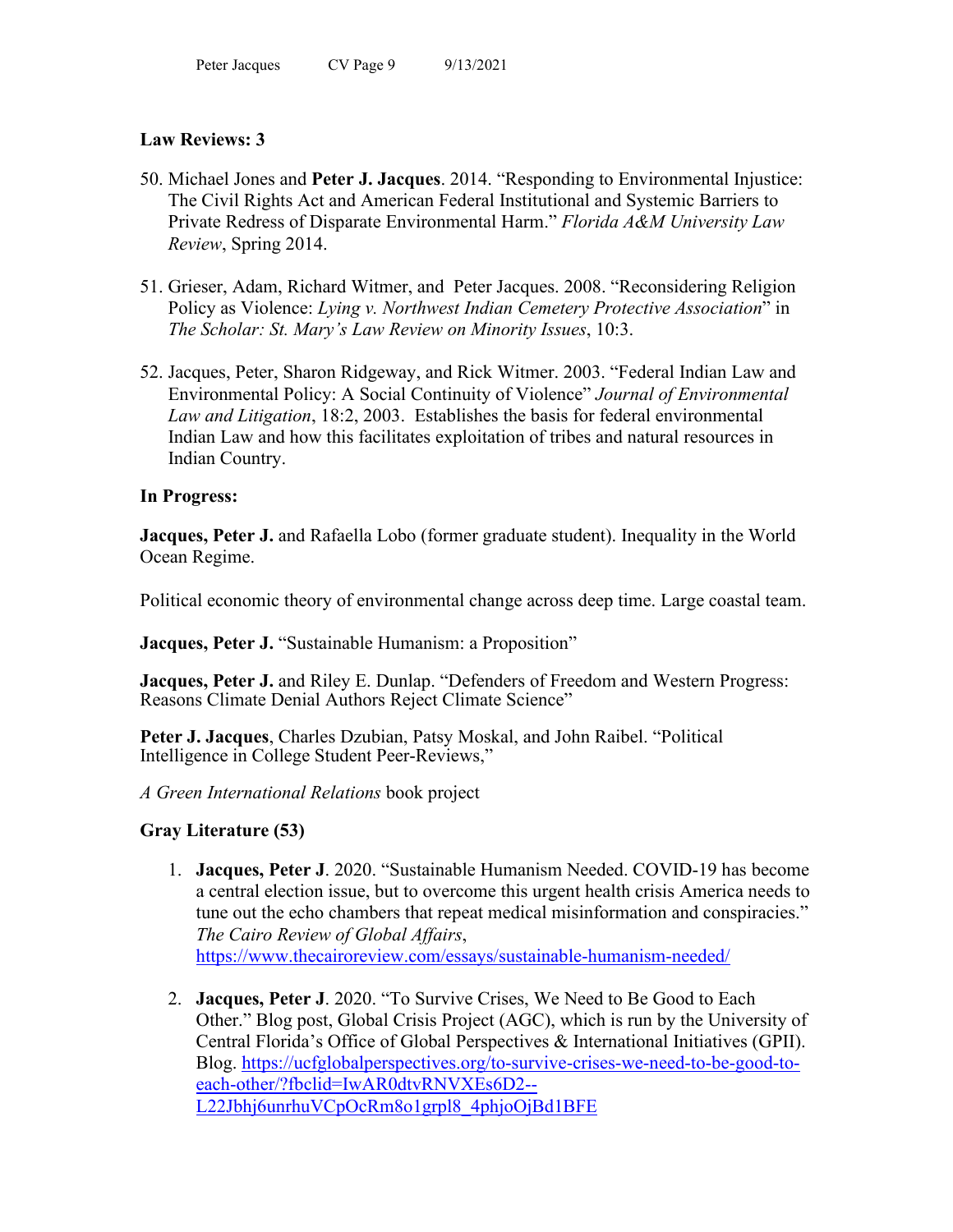**Law Reviews: 3**

50. Michael Jones and **Peter J. Jacques**. 2014. "Responding to Environmental Injustice: The Civil Rights Act and American Federal Institutional and Systemic Barriers to Private Redress of Disparate Environmental Harm." *Florida A&M University Law Review*, Spring 2014.

51. Grieser, Adam, Richard Witmer, and Peter Jacques. 2008. "Reconsidering Religion Policy as Violence: *Lying v. Northwest Indian Cemetery Protective Association*" in *The Scholar: St. Mary's Law Review on Minority Issues*, 10:3.

52. Jacques, Peter, Sharon Ridgeway, and Rick Witmer. 2003. "Federal Indian Law and Environmental Policy: A Social Continuity of Violence" *Journal of Environmental Law and Litigation*, 18:2, 2003. Establishes the basis for federal environmental Indian Law and how this facilitates exploitation of tribes and natural resources in Indian Country.

**In Progress:**

**Jacques, Peter J.** and Rafaella Lobo (former graduate student). Inequality in the World Ocean Regime.

Political economic theory of environmental change across deep time. Large coastal team.

**Jacques, Peter J.** "Sustainable Humanism: a Proposition"

**Jacques, Peter J.** and Riley E. Dunlap. "Defenders of Freedom and Western Progress: Reasons Climate Denial Authors Reject Climate Science"

**Peter J. Jacques**, Charles Dzubian, Patsy Moskal, and John Raibel. "Political Intelligence in College Student Peer-Reviews,"

*A Green International Relations* book project

**Gray Literature (53)**

1. **Jacques, Peter J**. 2020. "Sustainable Humanism Needed. COVID-19 has become a central election issue, but to overcome this urgent health crisis America needs to tune out the echo chambers that repeat medical misinformation and conspiracies." *The Cairo Review of Global Affairs*, https://www.thecairoreview.com/essays/sustainable-humanism-needed/

2. **Jacques, Peter J**. 2020. "To Survive Crises, We Need to Be Good to Each Other." Blog post, Global Crisis Project (AGC), which is run by the University of Central Florida's Office of Global Perspectives & International Initiatives (GPII). Blog. https://ucfglobalperspectives.org/to-survive-crises-we-need-to-be-good-to-each-other/?fbclid=IwAR0dtvRNVXEs6D2--L22Jbhj6unrhuVCpOcRm8o1grpl8_4phjoOjBd1BFE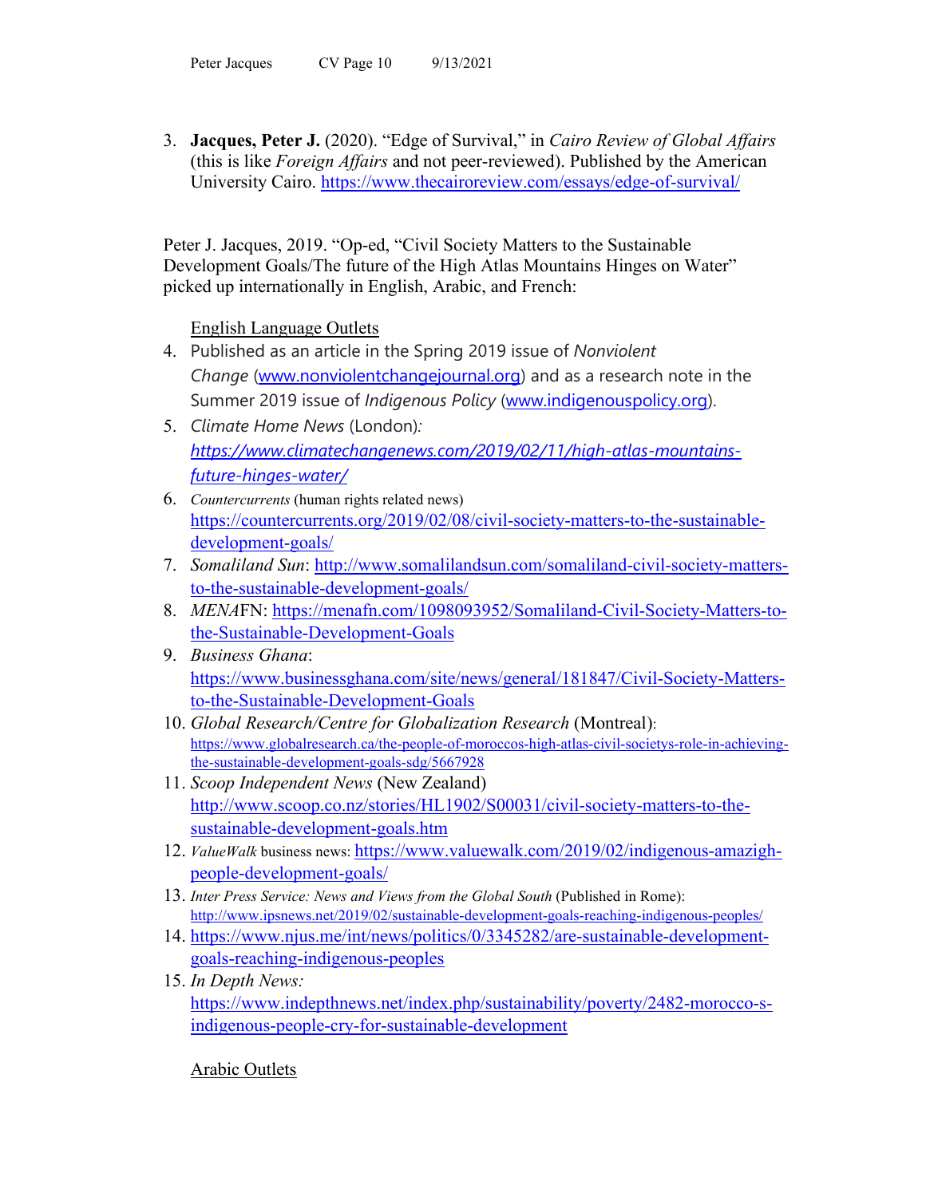3. **Jacques, Peter J.** (2020). "Edge of Survival," in *Cairo Review of Global Affairs* (this is like *Foreign Affairs* and not peer-reviewed). Published by the American University Cairo. https://www.thecairoreview.com/essays/edge-of-survival/

Peter J. Jacques, 2019. "Op-ed, "Civil Society Matters to the Sustainable Development Goals/The future of the High Atlas Mountains Hinges on Water" picked up internationally in English, Arabic, and French:

English Language Outlets

4. Published as an article in the Spring 2019 issue of *Nonviolent Change* (www.nonviolentchangejournal.org) and as a research note in the Summer 2019 issue of *Indigenous Policy* (www.indigenouspolicy.org).
5. *Climate Home News* (London)*:* *https://www.climatechangenews.com/2019/02/11/high-atlas-mountains-future-hinges-water/*
6. *Countercurrents* (human rights related news) https://countercurrents.org/2019/02/08/civil-society-matters-to-the-sustainable-development-goals/
7. *Somaliland Sun*: http://www.somalilandsun.com/somaliland-civil-society-matters-to-the-sustainable-development-goals/
8. *MENA*FN: https://menafn.com/1098093952/Somaliland-Civil-Society-Matters-to-the-Sustainable-Development-Goals
9. *Business Ghana*: https://www.businessghana.com/site/news/general/181847/Civil-Society-Matters-to-the-Sustainable-Development-Goals
10. *Global Research/Centre for Globalization Research* (Montreal): https://www.globalresearch.ca/the-people-of-moroccos-high-atlas-civil-societys-role-in-achieving-the-sustainable-development-goals-sdg/5667928
11. *Scoop Independent News* (New Zealand) http://www.scoop.co.nz/stories/HL1902/S00031/civil-society-matters-to-the-sustainable-development-goals.htm
12. *ValueWalk* business news: https://www.valuewalk.com/2019/02/indigenous-amazigh-people-development-goals/
13. *Inter Press Service: News and Views from the Global South* (Published in Rome): http://www.ipsnews.net/2019/02/sustainable-development-goals-reaching-indigenous-peoples/
14. https://www.njus.me/int/news/politics/0/3345282/are-sustainable-development-goals-reaching-indigenous-peoples
15. *In Depth News:* https://www.indepthnews.net/index.php/sustainability/poverty/2482-morocco-s-indigenous-people-cry-for-sustainable-development

Arabic Outlets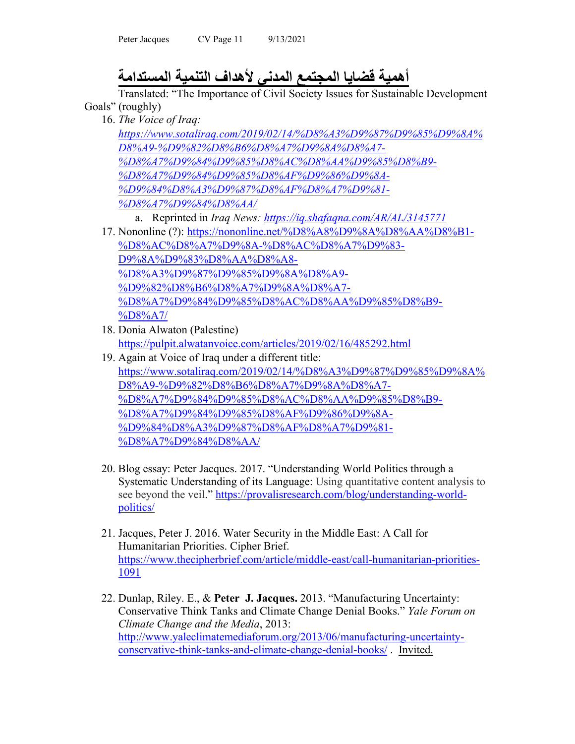**أهمية قضايا المجتمع المدني لأهداف التنمية المستدامة**

Translated: "The Importance of Civil Society Issues for Sustainable Development Goals" (roughly)

16. *The Voice of Iraq: https://www.sotaliraq.com/2019/02/14/%D8%A3%D9%87%D9%85%D9%8A%D8%A9-%D9%82%D8%B6%D8%A7%D9%8A%D8%A7-%D8%A7%D9%84%D9%85%D8%AC%D8%AA%D9%85%D8%B9-%D8%A7%D9%84%D9%85%D8%AF%D9%86%D9%8A-%D9%84%D8%A3%D9%87%D8%AF%D8%A7%D9%81-%D8%A7%D9%84%D8%AA/*
    a. Reprinted in *Iraq News: https://iq.shafaqna.com/AR/AL/3145771*
17. Nononline (?): https://nononline.net/%D8%A8%D9%8A%D8%AA%D8%B1-%D8%AC%D8%A7%D9%8A-%D8%AC%D8%A7%D9%83-D9%8A%D9%83%D8%AA%D8%A8-%D8%A3%D9%87%D9%85%D9%8A%D8%A9-%D9%82%D8%B6%D8%A7%D9%8A%D8%A7-%D8%A7%D9%84%D9%85%D8%AC%D8%AA%D9%85%D8%B9-%D8%A7/
18. Donia Alwaton (Palestine) https://pulpit.alwatanvoice.com/articles/2019/02/16/485292.html
19. Again at Voice of Iraq under a different title: https://www.sotaliraq.com/2019/02/14/%D8%A3%D9%87%D9%85%D9%8A%D8%A9-%D9%82%D8%B6%D8%A7%D9%8A%D8%A7-%D8%A7%D9%84%D9%85%D8%AC%D8%AA%D9%85%D8%B9-%D8%A7%D9%84%D9%85%D8%AF%D9%86%D9%8A-%D9%84%D8%A3%D9%87%D8%AF%D8%A7%D9%81-%D8%A7%D9%84%D8%AA/

20. Blog essay: Peter Jacques. 2017. "Understanding World Politics through a Systematic Understanding of its Language: Using quantitative content analysis to see beyond the veil." https://provalisresearch.com/blog/understanding-world-politics/

21. Jacques, Peter J. 2016. Water Security in the Middle East: A Call for Humanitarian Priorities. Cipher Brief. https://www.thecipherbrief.com/article/middle-east/call-humanitarian-priorities-1091

22. Dunlap, Riley. E., & **Peter J. Jacques.** 2013. "Manufacturing Uncertainty: Conservative Think Tanks and Climate Change Denial Books." *Yale Forum on Climate Change and the Media*, 2013: http://www.yaleclimatemediaforum.org/2013/06/manufacturing-uncertainty-conservative-think-tanks-and-climate-change-denial-books/ . Invited.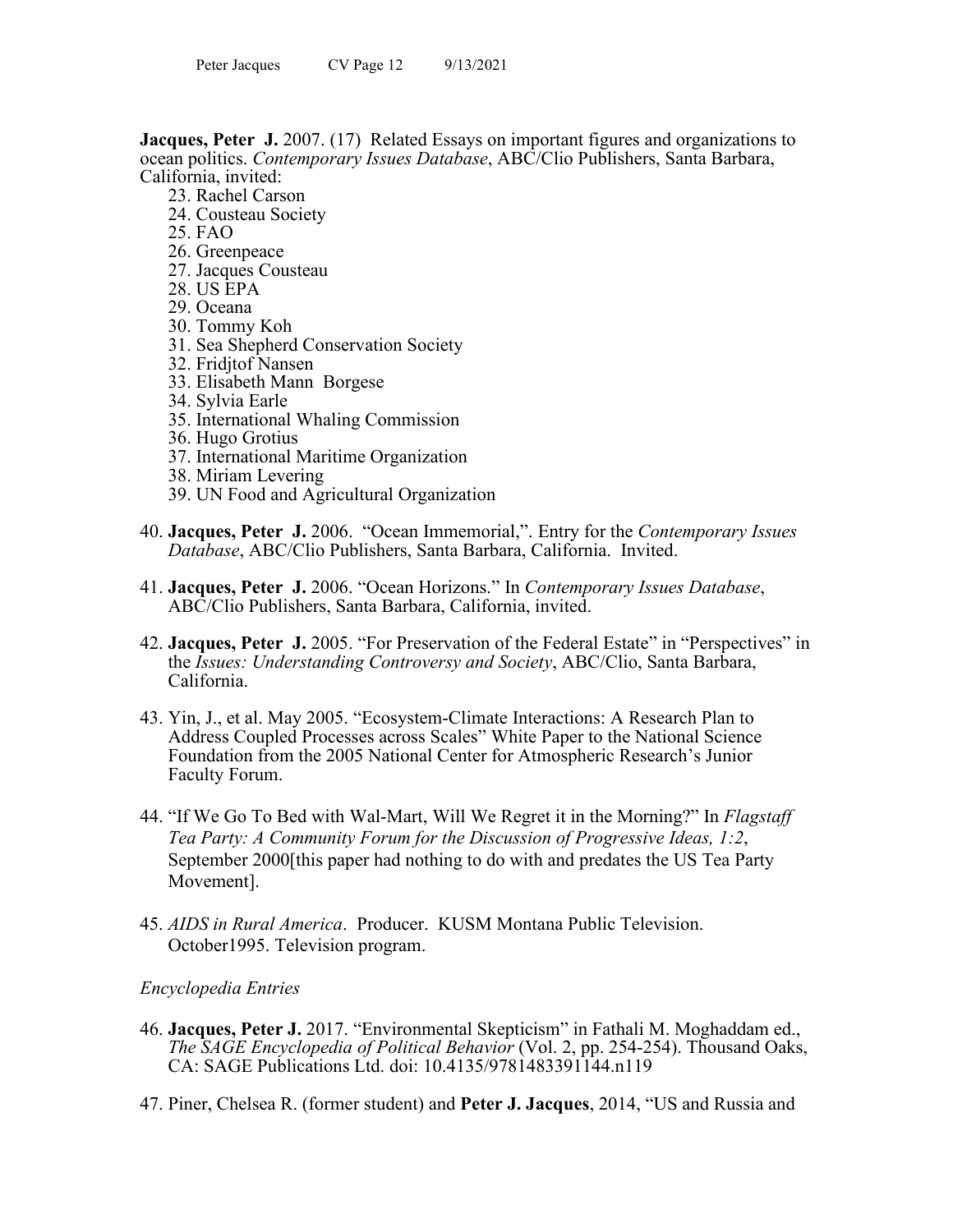**Jacques, Peter J.** 2007. (17) Related Essays on important figures and organizations to ocean politics. *Contemporary Issues Database*, ABC/Clio Publishers, Santa Barbara, California, invited:

23. Rachel Carson
24. Cousteau Society
25. FAO
26. Greenpeace
27. Jacques Cousteau
28. US EPA
29. Oceana
30. Tommy Koh
31. Sea Shepherd Conservation Society
32. Fridjtof Nansen
33. Elisabeth Mann Borgese
34. Sylvia Earle
35. International Whaling Commission
36. Hugo Grotius
37. International Maritime Organization
38. Miriam Levering
39. UN Food and Agricultural Organization

40. **Jacques, Peter J.** 2006. "Ocean Immemorial,". Entry for the *Contemporary Issues Database*, ABC/Clio Publishers, Santa Barbara, California. Invited.

41. **Jacques, Peter J.** 2006. "Ocean Horizons." In *Contemporary Issues Database*, ABC/Clio Publishers, Santa Barbara, California, invited.

42. **Jacques, Peter J.** 2005. "For Preservation of the Federal Estate" in "Perspectives" in the *Issues: Understanding Controversy and Society*, ABC/Clio, Santa Barbara, California.

43. Yin, J., et al. May 2005. "Ecosystem-Climate Interactions: A Research Plan to Address Coupled Processes across Scales" White Paper to the National Science Foundation from the 2005 National Center for Atmospheric Research's Junior Faculty Forum.

44. "If We Go To Bed with Wal-Mart, Will We Regret it in the Morning?" In *Flagstaff Tea Party: A Community Forum for the Discussion of Progressive Ideas, 1:2*, September 2000[this paper had nothing to do with and predates the US Tea Party Movement].

45. *AIDS in Rural America*. Producer. KUSM Montana Public Television. October1995. Television program.

*Encyclopedia Entries*

46. **Jacques, Peter J.** 2017. "Environmental Skepticism" in Fathali M. Moghaddam ed., *The SAGE Encyclopedia of Political Behavior* (Vol. 2, pp. 254-254). Thousand Oaks, CA: SAGE Publications Ltd. doi: 10.4135/9781483391144.n119

47. Piner, Chelsea R. (former student) and **Peter J. Jacques**, 2014, "US and Russia and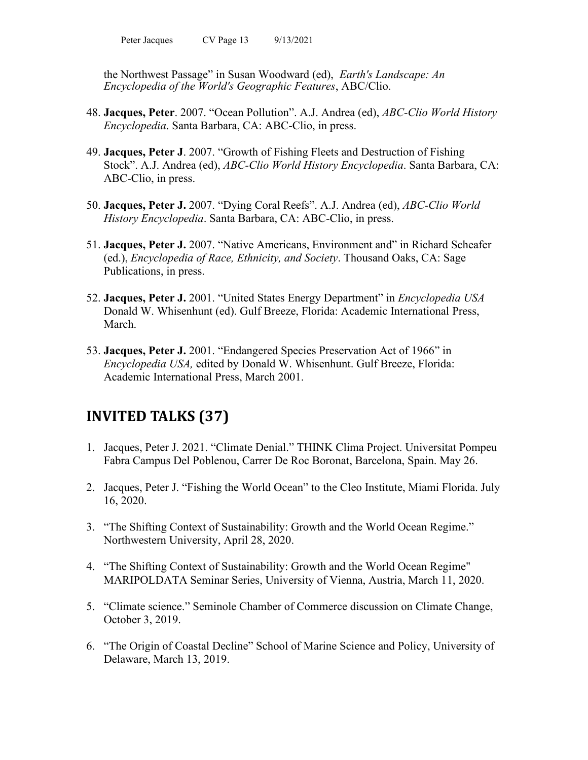the Northwest Passage" in Susan Woodward (ed), *Earth's Landscape: An Encyclopedia of the World's Geographic Features*, ABC/Clio.

48. **Jacques, Peter**. 2007. "Ocean Pollution". A.J. Andrea (ed), *ABC-Clio World History Encyclopedia*. Santa Barbara, CA: ABC-Clio, in press.

49. **Jacques, Peter J**. 2007. "Growth of Fishing Fleets and Destruction of Fishing Stock". A.J. Andrea (ed), *ABC-Clio World History Encyclopedia*. Santa Barbara, CA: ABC-Clio, in press.

50. **Jacques, Peter J.** 2007. "Dying Coral Reefs". A.J. Andrea (ed), *ABC-Clio World History Encyclopedia*. Santa Barbara, CA: ABC-Clio, in press.

51. **Jacques, Peter J.** 2007. "Native Americans, Environment and" in Richard Scheafer (ed.), *Encyclopedia of Race, Ethnicity, and Society*. Thousand Oaks, CA: Sage Publications, in press.

52. **Jacques, Peter J.** 2001. "United States Energy Department" in *Encyclopedia USA* Donald W. Whisenhunt (ed). Gulf Breeze, Florida: Academic International Press, March.

53. **Jacques, Peter J.** 2001. "Endangered Species Preservation Act of 1966" in *Encyclopedia USA,* edited by Donald W. Whisenhunt. Gulf Breeze, Florida: Academic International Press, March 2001.

## INVITED TALKS (37)

1. Jacques, Peter J. 2021. "Climate Denial." THINK Clima Project. Universitat Pompeu Fabra Campus Del Poblenou, Carrer De Roc Boronat, Barcelona, Spain. May 26.

2. Jacques, Peter J. "Fishing the World Ocean" to the Cleo Institute, Miami Florida. July 16, 2020.

3. "The Shifting Context of Sustainability: Growth and the World Ocean Regime." Northwestern University, April 28, 2020.

4. "The Shifting Context of Sustainability: Growth and the World Ocean Regime" MARIPOLDATA Seminar Series, University of Vienna, Austria, March 11, 2020.

5. "Climate science." Seminole Chamber of Commerce discussion on Climate Change, October 3, 2019.

6. "The Origin of Coastal Decline" School of Marine Science and Policy, University of Delaware, March 13, 2019.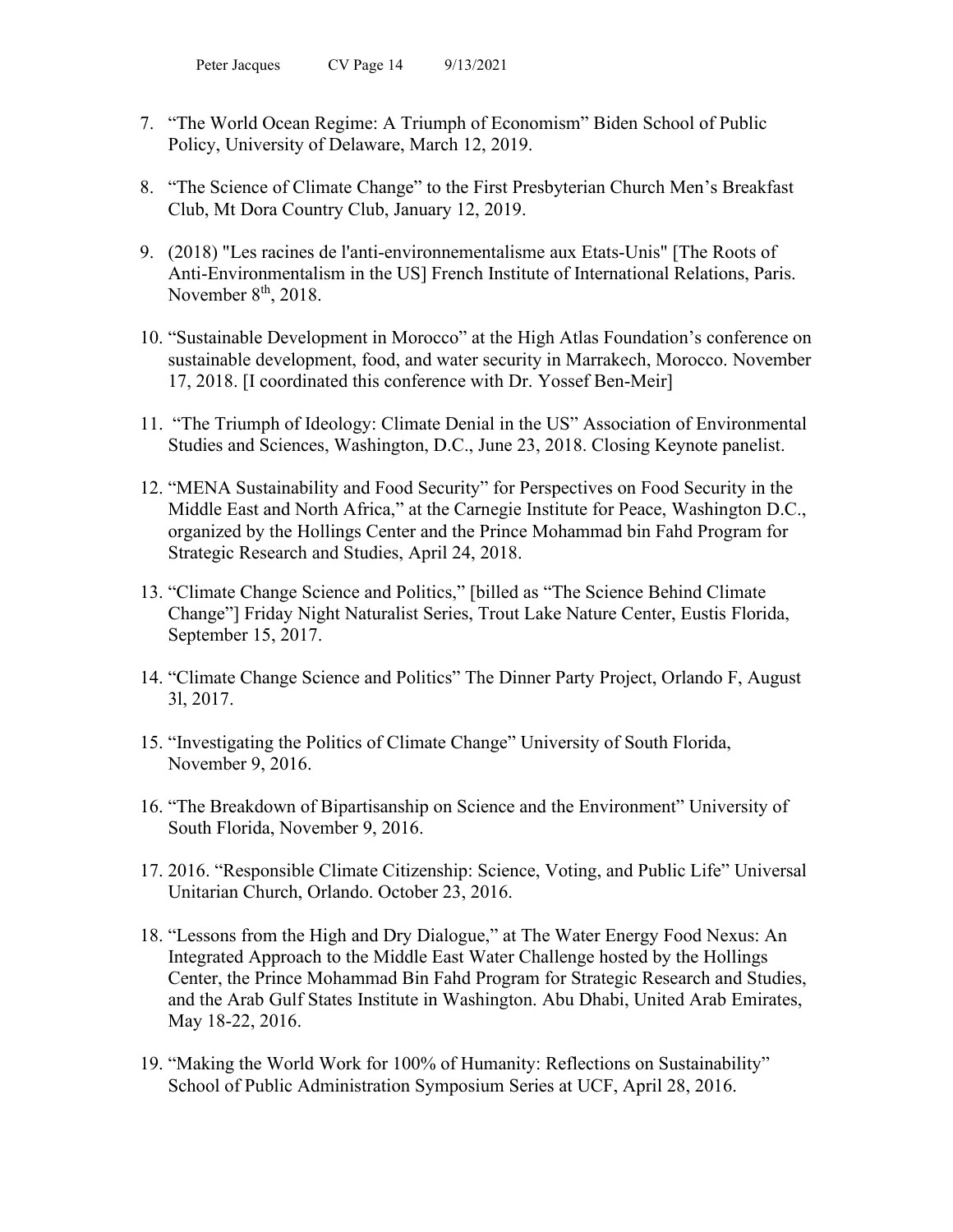7. "The World Ocean Regime: A Triumph of Economism" Biden School of Public Policy, University of Delaware, March 12, 2019.

8. "The Science of Climate Change" to the First Presbyterian Church Men's Breakfast Club, Mt Dora Country Club, January 12, 2019.

9. (2018) "Les racines de l'anti-environnementalisme aux Etats-Unis" [The Roots of Anti-Environmentalism in the US] French Institute of International Relations, Paris. November 8th, 2018.

10. "Sustainable Development in Morocco" at the High Atlas Foundation's conference on sustainable development, food, and water security in Marrakech, Morocco. November 17, 2018. [I coordinated this conference with Dr. Yossef Ben-Meir]

11. "The Triumph of Ideology: Climate Denial in the US" Association of Environmental Studies and Sciences, Washington, D.C., June 23, 2018. Closing Keynote panelist.

12. "MENA Sustainability and Food Security" for Perspectives on Food Security in the Middle East and North Africa," at the Carnegie Institute for Peace, Washington D.C., organized by the Hollings Center and the Prince Mohammad bin Fahd Program for Strategic Research and Studies, April 24, 2018.

13. "Climate Change Science and Politics," [billed as "The Science Behind Climate Change"] Friday Night Naturalist Series, Trout Lake Nature Center, Eustis Florida, September 15, 2017.

14. "Climate Change Science and Politics" The Dinner Party Project, Orlando F, August 3l, 2017.

15. "Investigating the Politics of Climate Change" University of South Florida, November 9, 2016.

16. "The Breakdown of Bipartisanship on Science and the Environment" University of South Florida, November 9, 2016.

17. 2016. "Responsible Climate Citizenship: Science, Voting, and Public Life" Universal Unitarian Church, Orlando. October 23, 2016.

18. "Lessons from the High and Dry Dialogue," at The Water Energy Food Nexus: An Integrated Approach to the Middle East Water Challenge hosted by the Hollings Center, the Prince Mohammad Bin Fahd Program for Strategic Research and Studies, and the Arab Gulf States Institute in Washington. Abu Dhabi, United Arab Emirates, May 18-22, 2016.

19. "Making the World Work for 100% of Humanity: Reflections on Sustainability" School of Public Administration Symposium Series at UCF, April 28, 2016.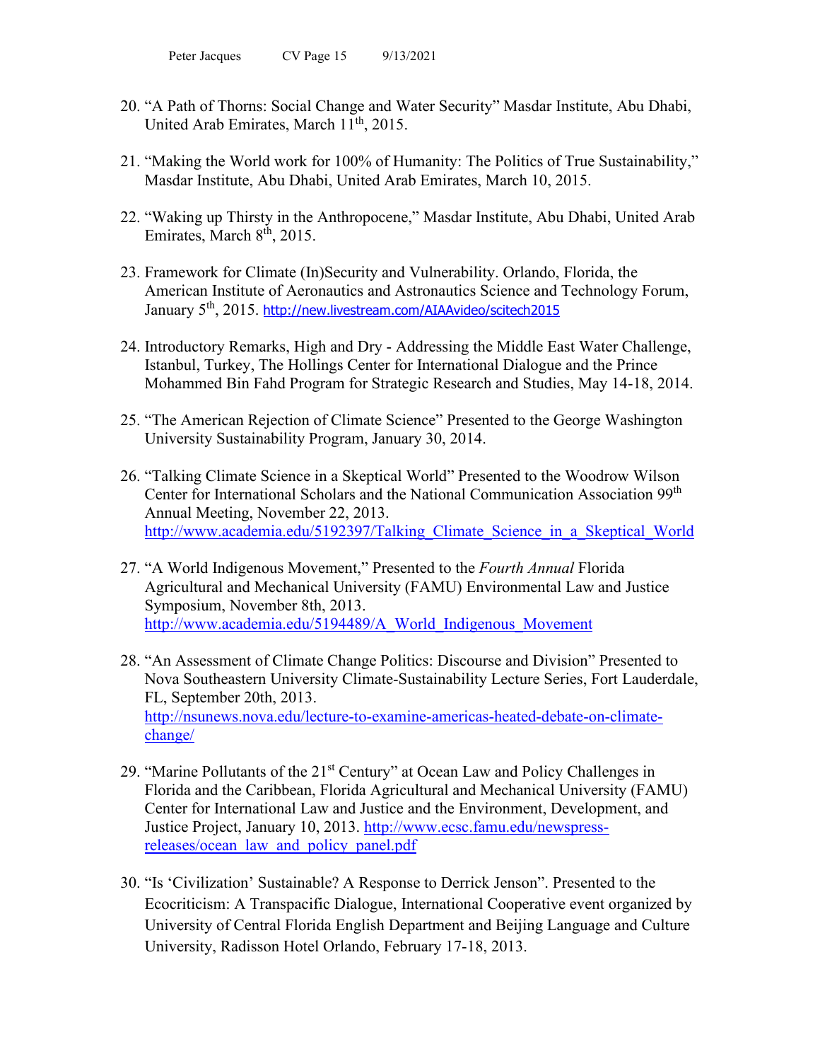20. "A Path of Thorns: Social Change and Water Security" Masdar Institute, Abu Dhabi, United Arab Emirates, March 11th, 2015.

21. "Making the World work for 100% of Humanity: The Politics of True Sustainability," Masdar Institute, Abu Dhabi, United Arab Emirates, March 10, 2015.

22. "Waking up Thirsty in the Anthropocene," Masdar Institute, Abu Dhabi, United Arab Emirates, March 8th, 2015.

23. Framework for Climate (In)Security and Vulnerability. Orlando, Florida, the American Institute of Aeronautics and Astronautics Science and Technology Forum, January 5th, 2015. http://new.livestream.com/AIAAvideo/scitech2015

24. Introductory Remarks, High and Dry - Addressing the Middle East Water Challenge, Istanbul, Turkey, The Hollings Center for International Dialogue and the Prince Mohammed Bin Fahd Program for Strategic Research and Studies, May 14-18, 2014.

25. "The American Rejection of Climate Science" Presented to the George Washington University Sustainability Program, January 30, 2014.

26. "Talking Climate Science in a Skeptical World" Presented to the Woodrow Wilson Center for International Scholars and the National Communication Association 99th Annual Meeting, November 22, 2013. http://www.academia.edu/5192397/Talking_Climate_Science_in_a_Skeptical_World

27. "A World Indigenous Movement," Presented to the *Fourth Annual* Florida Agricultural and Mechanical University (FAMU) Environmental Law and Justice Symposium, November 8th, 2013. http://www.academia.edu/5194489/A_World_Indigenous_Movement

28. "An Assessment of Climate Change Politics: Discourse and Division" Presented to Nova Southeastern University Climate-Sustainability Lecture Series, Fort Lauderdale, FL, September 20th, 2013. http://nsunews.nova.edu/lecture-to-examine-americas-heated-debate-on-climate-change/

29. "Marine Pollutants of the 21st Century" at Ocean Law and Policy Challenges in Florida and the Caribbean, Florida Agricultural and Mechanical University (FAMU) Center for International Law and Justice and the Environment, Development, and Justice Project, January 10, 2013. http://www.ecsc.famu.edu/newspress-releases/ocean_law_and_policy_panel.pdf

30. "Is 'Civilization' Sustainable? A Response to Derrick Jenson". Presented to the Ecocriticism: A Transpacific Dialogue, International Cooperative event organized by University of Central Florida English Department and Beijing Language and Culture University, Radisson Hotel Orlando, February 17-18, 2013.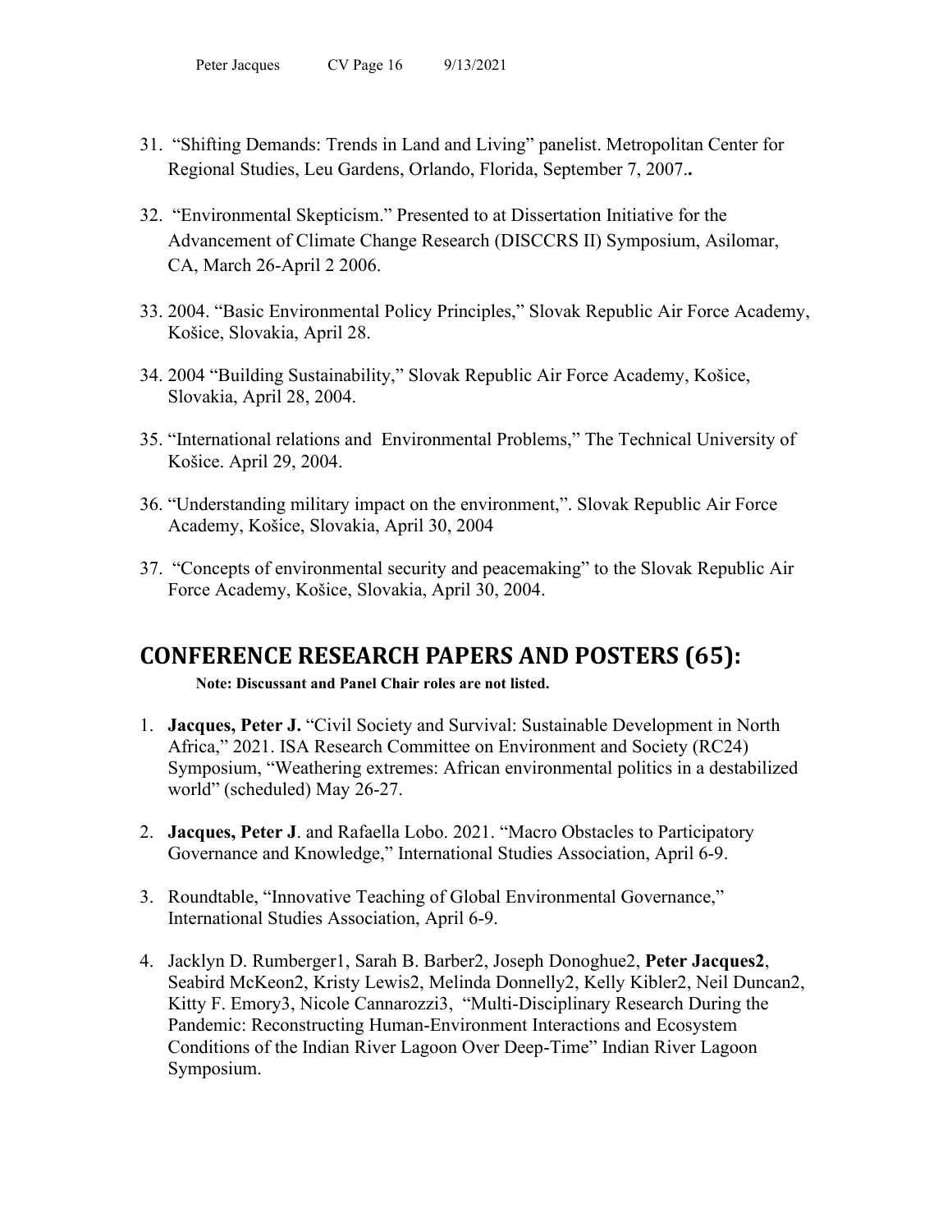31. "Shifting Demands: Trends in Land and Living" panelist. Metropolitan Center for Regional Studies, Leu Gardens, Orlando, Florida, September 7, 2007.**.**

32. "Environmental Skepticism." Presented to at Dissertation Initiative for the Advancement of Climate Change Research (DISCCRS II) Symposium, Asilomar, CA, March 26-April 2 2006.

33. 2004. "Basic Environmental Policy Principles," Slovak Republic Air Force Academy, Košice, Slovakia, April 28.

34. 2004 "Building Sustainability," Slovak Republic Air Force Academy, Košice, Slovakia, April 28, 2004.

35. "International relations and Environmental Problems," The Technical University of Košice. April 29, 2004.

36. "Understanding military impact on the environment,". Slovak Republic Air Force Academy, Košice, Slovakia, April 30, 2004

37. "Concepts of environmental security and peacemaking" to the Slovak Republic Air Force Academy, Košice, Slovakia, April 30, 2004.

## CONFERENCE RESEARCH PAPERS AND POSTERS (65):

**Note: Discussant and Panel Chair roles are not listed.**

1. **Jacques, Peter J.** "Civil Society and Survival: Sustainable Development in North Africa," 2021. ISA Research Committee on Environment and Society (RC24) Symposium, "Weathering extremes: African environmental politics in a destabilized world" (scheduled) May 26-27.

2. **Jacques, Peter J**. and Rafaella Lobo. 2021. "Macro Obstacles to Participatory Governance and Knowledge," International Studies Association, April 6-9.

3. Roundtable, "Innovative Teaching of Global Environmental Governance," International Studies Association, April 6-9.

4. Jacklyn D. Rumberger1, Sarah B. Barber2, Joseph Donoghue2, **Peter Jacques2**, Seabird McKeon2, Kristy Lewis2, Melinda Donnelly2, Kelly Kibler2, Neil Duncan2, Kitty F. Emory3, Nicole Cannarozzi3, "Multi-Disciplinary Research During the Pandemic: Reconstructing Human-Environment Interactions and Ecosystem Conditions of the Indian River Lagoon Over Deep-Time" Indian River Lagoon Symposium.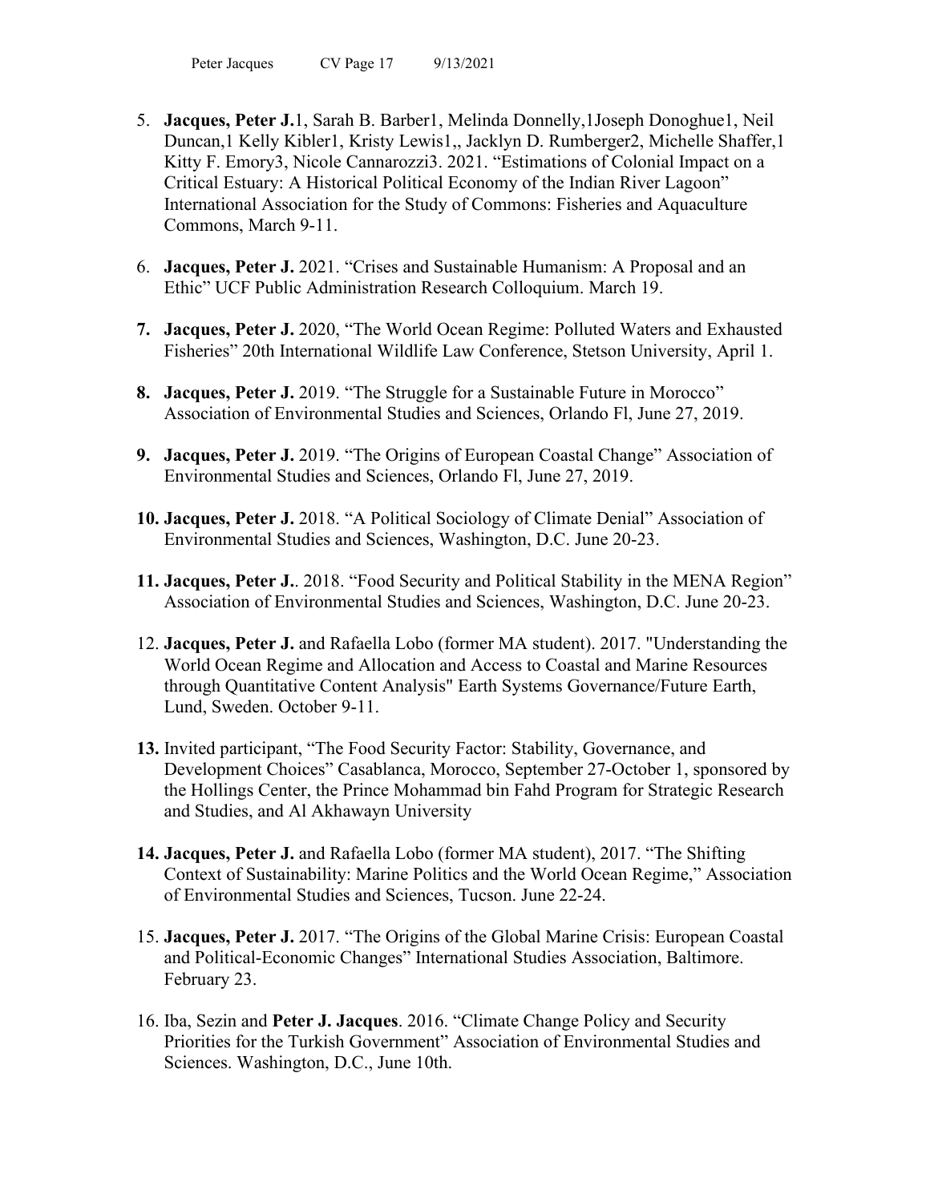5. **Jacques, Peter J.**[1], Sarah B. Barber[1], Melinda Donnelly,[1]Joseph Donoghue[1], Neil Duncan,[1] Kelly Kibler[1], Kristy Lewis[1],, Jacklyn D. Rumberger[2], Michelle Shaffer,[1] Kitty F. Emory[3], Nicole Cannarozzi[3]. 2021. “Estimations of Colonial Impact on a Critical Estuary: A Historical Political Economy of the Indian River Lagoon” International Association for the Study of Commons: Fisheries and Aquaculture Commons, March 9-11.

6. **Jacques, Peter J.** 2021. “Crises and Sustainable Humanism: A Proposal and an Ethic” UCF Public Administration Research Colloquium. March 19.

7. **Jacques, Peter J.** 2020, “The World Ocean Regime: Polluted Waters and Exhausted Fisheries” 20th International Wildlife Law Conference, Stetson University, April 1.

8. **Jacques, Peter J.** 2019. “The Struggle for a Sustainable Future in Morocco” Association of Environmental Studies and Sciences, Orlando Fl, June 27, 2019.

9. **Jacques, Peter J.** 2019. “The Origins of European Coastal Change” Association of Environmental Studies and Sciences, Orlando Fl, June 27, 2019.

10. **Jacques, Peter J.** 2018. “A Political Sociology of Climate Denial” Association of Environmental Studies and Sciences, Washington, D.C. June 20-23.

11. **Jacques, Peter J.**. 2018. “Food Security and Political Stability in the MENA Region” Association of Environmental Studies and Sciences, Washington, D.C. June 20-23.

12. **Jacques, Peter J.** and Rafaella Lobo (former MA student). 2017. "Understanding the World Ocean Regime and Allocation and Access to Coastal and Marine Resources through Quantitative Content Analysis" Earth Systems Governance/Future Earth, Lund, Sweden. October 9-11.

13. Invited participant, “The Food Security Factor: Stability, Governance, and Development Choices” Casablanca, Morocco, September 27-October 1, sponsored by the Hollings Center, the Prince Mohammad bin Fahd Program for Strategic Research and Studies, and Al Akhawayn University

14. **Jacques, Peter J.** and Rafaella Lobo (former MA student), 2017. “The Shifting Context of Sustainability: Marine Politics and the World Ocean Regime,” Association of Environmental Studies and Sciences, Tucson. June 22-24.

15. **Jacques, Peter J.** 2017. “The Origins of the Global Marine Crisis: European Coastal and Political-Economic Changes” International Studies Association, Baltimore. February 23.

16. Iba, Sezin and **Peter J. Jacques**. 2016. “Climate Change Policy and Security Priorities for the Turkish Government” Association of Environmental Studies and Sciences. Washington, D.C., June 10th.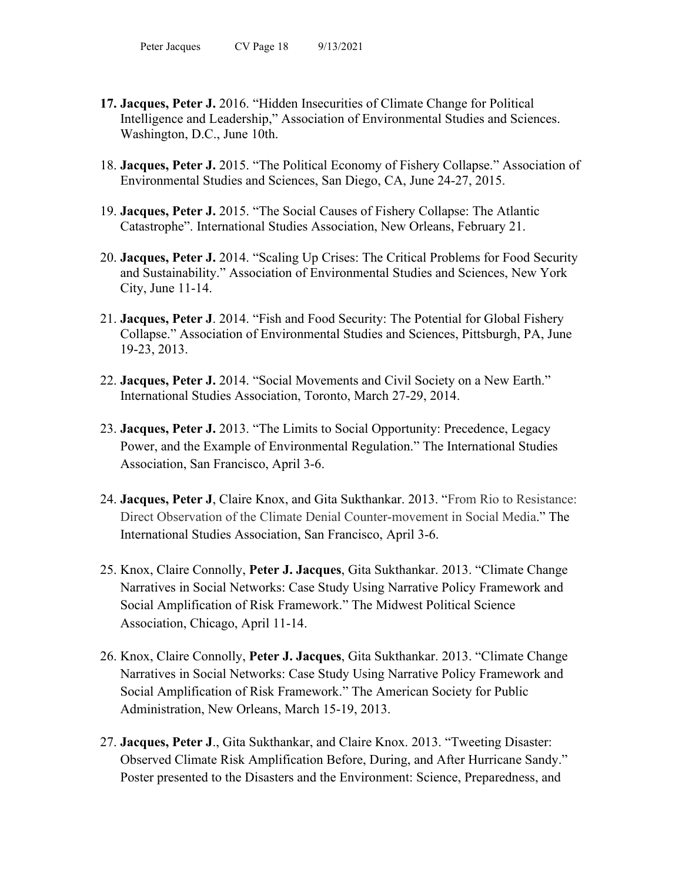17. **Jacques, Peter J.** 2016. "Hidden Insecurities of Climate Change for Political Intelligence and Leadership," Association of Environmental Studies and Sciences. Washington, D.C., June 10th.

18. **Jacques, Peter J.** 2015. "The Political Economy of Fishery Collapse." Association of Environmental Studies and Sciences, San Diego, CA, June 24-27, 2015.

19. **Jacques, Peter J.** 2015. "The Social Causes of Fishery Collapse: The Atlantic Catastrophe". International Studies Association, New Orleans, February 21.

20. **Jacques, Peter J.** 2014. "Scaling Up Crises: The Critical Problems for Food Security and Sustainability." Association of Environmental Studies and Sciences, New York City, June 11-14.

21. **Jacques, Peter J**. 2014. "Fish and Food Security: The Potential for Global Fishery Collapse." Association of Environmental Studies and Sciences, Pittsburgh, PA, June 19-23, 2013.

22. **Jacques, Peter J.** 2014. "Social Movements and Civil Society on a New Earth." International Studies Association, Toronto, March 27-29, 2014.

23. **Jacques, Peter J.** 2013. "The Limits to Social Opportunity: Precedence, Legacy Power, and the Example of Environmental Regulation." The International Studies Association, San Francisco, April 3-6.

24. **Jacques, Peter J**, Claire Knox, and Gita Sukthankar. 2013. "From Rio to Resistance: Direct Observation of the Climate Denial Counter-movement in Social Media." The International Studies Association, San Francisco, April 3-6.

25. Knox, Claire Connolly, **Peter J. Jacques**, Gita Sukthankar. 2013. "Climate Change Narratives in Social Networks: Case Study Using Narrative Policy Framework and Social Amplification of Risk Framework." The Midwest Political Science Association, Chicago, April 11-14.

26. Knox, Claire Connolly, **Peter J. Jacques**, Gita Sukthankar. 2013. "Climate Change Narratives in Social Networks: Case Study Using Narrative Policy Framework and Social Amplification of Risk Framework." The American Society for Public Administration, New Orleans, March 15-19, 2013.

27. **Jacques, Peter J**., Gita Sukthankar, and Claire Knox. 2013. "Tweeting Disaster: Observed Climate Risk Amplification Before, During, and After Hurricane Sandy." Poster presented to the Disasters and the Environment: Science, Preparedness, and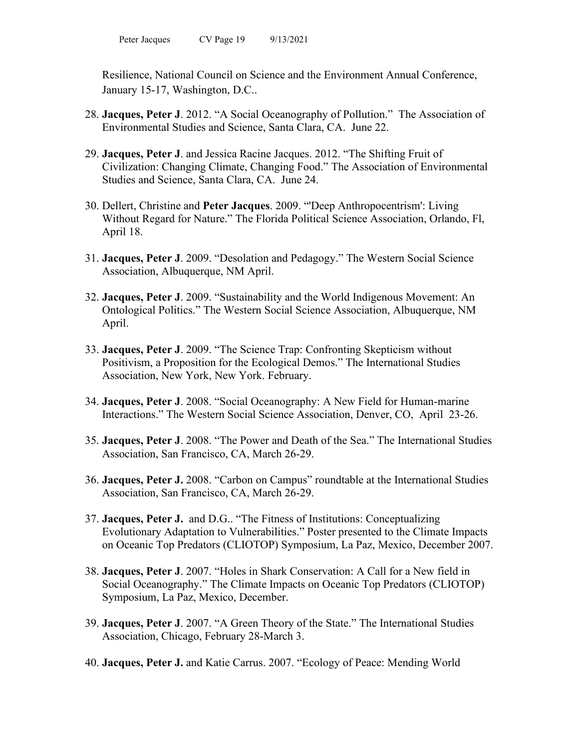Resilience, National Council on Science and the Environment Annual Conference, January 15-17, Washington, D.C..

28. **Jacques, Peter J**. 2012. "A Social Oceanography of Pollution." The Association of Environmental Studies and Science, Santa Clara, CA. June 22.

29. **Jacques, Peter J**. and Jessica Racine Jacques. 2012. "The Shifting Fruit of Civilization: Changing Climate, Changing Food." The Association of Environmental Studies and Science, Santa Clara, CA. June 24.

30. Dellert, Christine and **Peter Jacques**. 2009. "'Deep Anthropocentrism': Living Without Regard for Nature." The Florida Political Science Association, Orlando, Fl, April 18.

31. **Jacques, Peter J**. 2009. "Desolation and Pedagogy." The Western Social Science Association, Albuquerque, NM April.

32. **Jacques, Peter J**. 2009. "Sustainability and the World Indigenous Movement: An Ontological Politics." The Western Social Science Association, Albuquerque, NM April.

33. **Jacques, Peter J**. 2009. "The Science Trap: Confronting Skepticism without Positivism, a Proposition for the Ecological Demos." The International Studies Association, New York, New York. February.

34. **Jacques, Peter J**. 2008. "Social Oceanography: A New Field for Human-marine Interactions." The Western Social Science Association, Denver, CO, April 23-26.

35. **Jacques, Peter J**. 2008. "The Power and Death of the Sea." The International Studies Association, San Francisco, CA, March 26-29.

36. **Jacques, Peter J.** 2008. "Carbon on Campus" roundtable at the International Studies Association, San Francisco, CA, March 26-29.

37. **Jacques, Peter J.** and D.G.. "The Fitness of Institutions: Conceptualizing Evolutionary Adaptation to Vulnerabilities." Poster presented to the Climate Impacts on Oceanic Top Predators (CLIOTOP) Symposium, La Paz, Mexico, December 2007.

38. **Jacques, Peter J**. 2007. "Holes in Shark Conservation: A Call for a New field in Social Oceanography." The Climate Impacts on Oceanic Top Predators (CLIOTOP) Symposium, La Paz, Mexico, December.

39. **Jacques, Peter J**. 2007. "A Green Theory of the State." The International Studies Association, Chicago, February 28-March 3.

40. **Jacques, Peter J.** and Katie Carrus. 2007. "Ecology of Peace: Mending World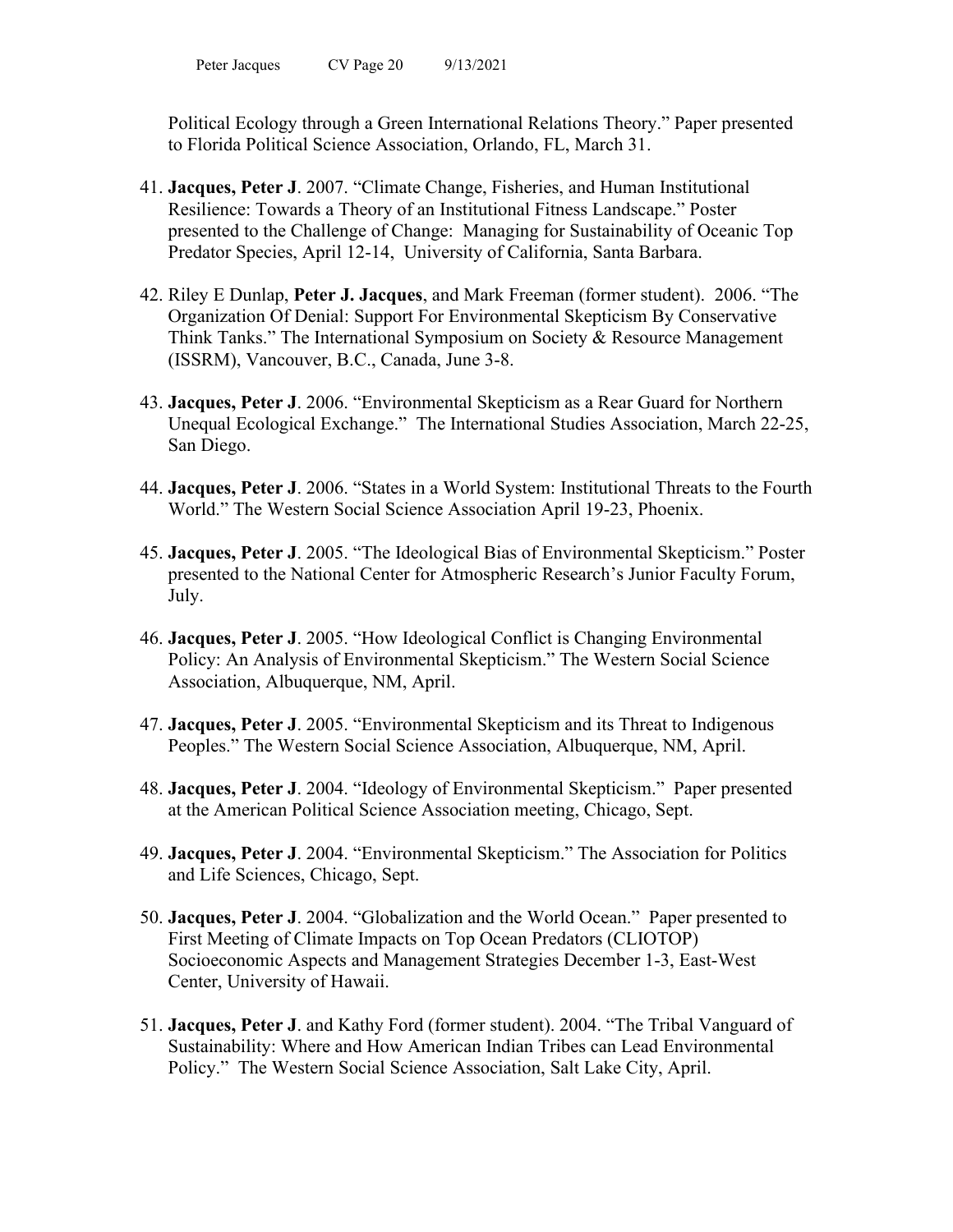Political Ecology through a Green International Relations Theory." Paper presented to Florida Political Science Association, Orlando, FL, March 31.

41. **Jacques, Peter J**. 2007. "Climate Change, Fisheries, and Human Institutional Resilience: Towards a Theory of an Institutional Fitness Landscape." Poster presented to the Challenge of Change: Managing for Sustainability of Oceanic Top Predator Species, April 12-14, University of California, Santa Barbara.

42. Riley E Dunlap, **Peter J. Jacques**, and Mark Freeman (former student). 2006. "The Organization Of Denial: Support For Environmental Skepticism By Conservative Think Tanks." The International Symposium on Society & Resource Management (ISSRM), Vancouver, B.C., Canada, June 3-8.

43. **Jacques, Peter J**. 2006. "Environmental Skepticism as a Rear Guard for Northern Unequal Ecological Exchange." The International Studies Association, March 22-25, San Diego.

44. **Jacques, Peter J**. 2006. "States in a World System: Institutional Threats to the Fourth World." The Western Social Science Association April 19-23, Phoenix.

45. **Jacques, Peter J**. 2005. "The Ideological Bias of Environmental Skepticism." Poster presented to the National Center for Atmospheric Research's Junior Faculty Forum, July.

46. **Jacques, Peter J**. 2005. "How Ideological Conflict is Changing Environmental Policy: An Analysis of Environmental Skepticism." The Western Social Science Association, Albuquerque, NM, April.

47. **Jacques, Peter J**. 2005. "Environmental Skepticism and its Threat to Indigenous Peoples." The Western Social Science Association, Albuquerque, NM, April.

48. **Jacques, Peter J**. 2004. "Ideology of Environmental Skepticism." Paper presented at the American Political Science Association meeting, Chicago, Sept.

49. **Jacques, Peter J**. 2004. "Environmental Skepticism." The Association for Politics and Life Sciences, Chicago, Sept.

50. **Jacques, Peter J**. 2004. "Globalization and the World Ocean." Paper presented to First Meeting of Climate Impacts on Top Ocean Predators (CLIOTOP) Socioeconomic Aspects and Management Strategies December 1-3, East-West Center, University of Hawaii.

51. **Jacques, Peter J**. and Kathy Ford (former student). 2004. "The Tribal Vanguard of Sustainability: Where and How American Indian Tribes can Lead Environmental Policy." The Western Social Science Association, Salt Lake City, April.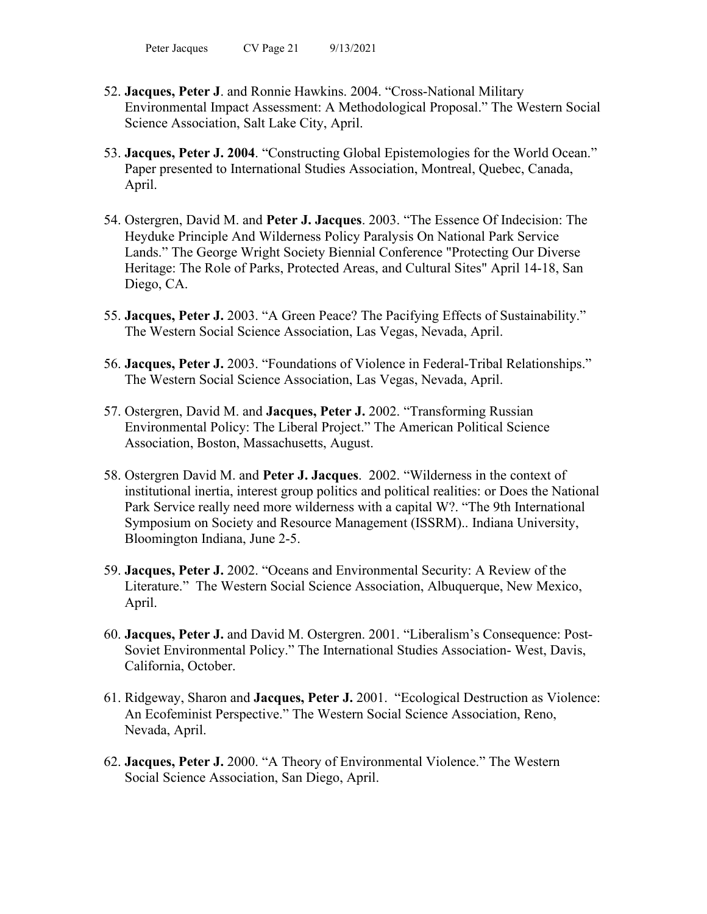52. **Jacques, Peter J**. and Ronnie Hawkins. 2004. "Cross-National Military Environmental Impact Assessment: A Methodological Proposal." The Western Social Science Association, Salt Lake City, April.

53. **Jacques, Peter J. 2004**. "Constructing Global Epistemologies for the World Ocean." Paper presented to International Studies Association, Montreal, Quebec, Canada, April.

54. Ostergren, David M. and **Peter J. Jacques**. 2003. "The Essence Of Indecision: The Heyduke Principle And Wilderness Policy Paralysis On National Park Service Lands." The George Wright Society Biennial Conference "Protecting Our Diverse Heritage: The Role of Parks, Protected Areas, and Cultural Sites" April 14-18, San Diego, CA.

55. **Jacques, Peter J.** 2003. "A Green Peace? The Pacifying Effects of Sustainability." The Western Social Science Association, Las Vegas, Nevada, April.

56. **Jacques, Peter J.** 2003. "Foundations of Violence in Federal-Tribal Relationships." The Western Social Science Association, Las Vegas, Nevada, April.

57. Ostergren, David M. and **Jacques, Peter J.** 2002. "Transforming Russian Environmental Policy: The Liberal Project." The American Political Science Association, Boston, Massachusetts, August.

58. Ostergren David M. and **Peter J. Jacques**. 2002. "Wilderness in the context of institutional inertia, interest group politics and political realities: or Does the National Park Service really need more wilderness with a capital W?. "The 9th International Symposium on Society and Resource Management (ISSRM).. Indiana University, Bloomington Indiana, June 2-5.

59. **Jacques, Peter J.** 2002. "Oceans and Environmental Security: A Review of the Literature." The Western Social Science Association, Albuquerque, New Mexico, April.

60. **Jacques, Peter J.** and David M. Ostergren. 2001. "Liberalism's Consequence: Post-Soviet Environmental Policy." The International Studies Association- West, Davis, California, October.

61. Ridgeway, Sharon and **Jacques, Peter J.** 2001. "Ecological Destruction as Violence: An Ecofeminist Perspective." The Western Social Science Association, Reno, Nevada, April.

62. **Jacques, Peter J.** 2000. "A Theory of Environmental Violence." The Western Social Science Association, San Diego, April.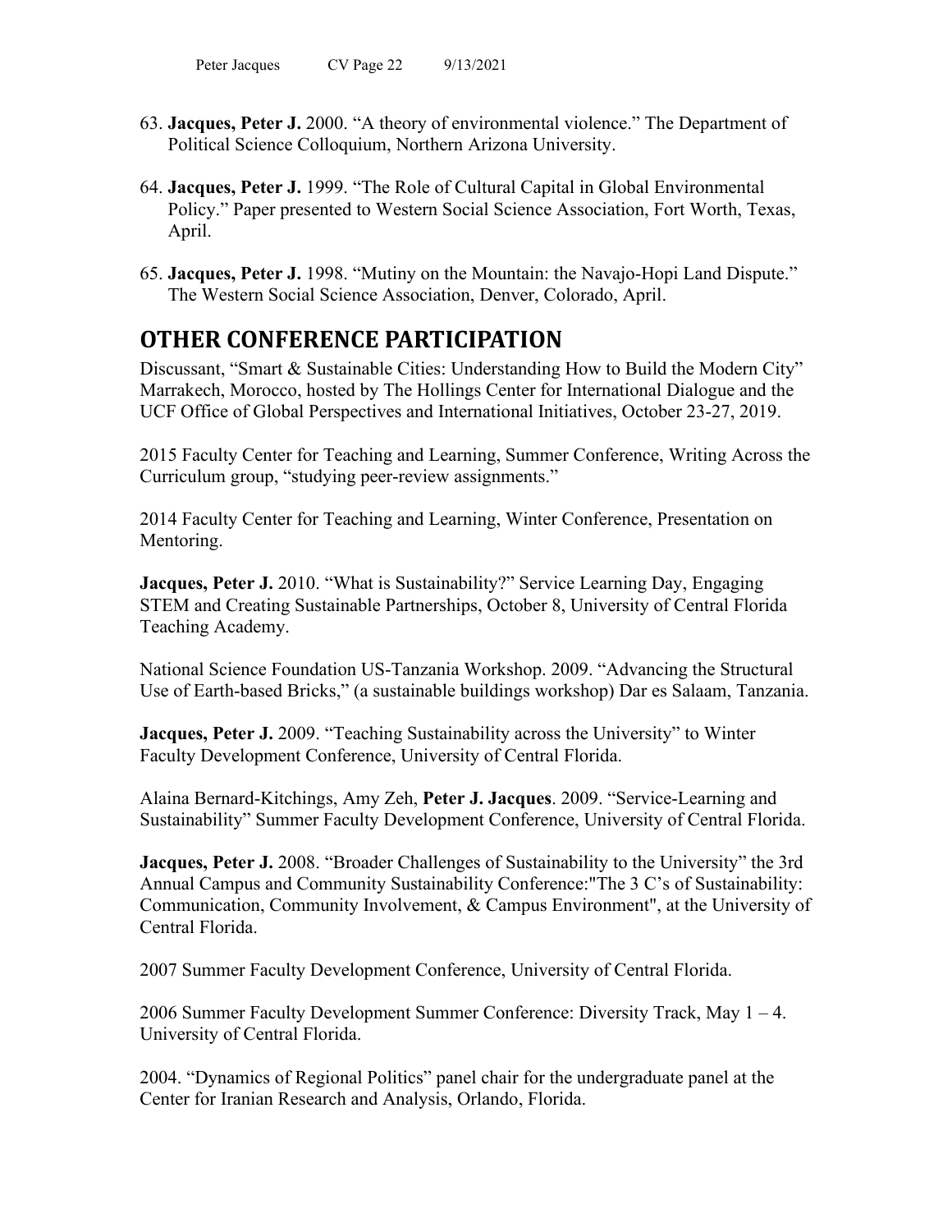63. **Jacques, Peter J.** 2000. "A theory of environmental violence." The Department of Political Science Colloquium, Northern Arizona University.

64. **Jacques, Peter J.** 1999. "The Role of Cultural Capital in Global Environmental Policy." Paper presented to Western Social Science Association, Fort Worth, Texas, April.

65. **Jacques, Peter J.** 1998. "Mutiny on the Mountain: the Navajo-Hopi Land Dispute." The Western Social Science Association, Denver, Colorado, April.

## OTHER CONFERENCE PARTICIPATION

Discussant, "Smart & Sustainable Cities: Understanding How to Build the Modern City" Marrakech, Morocco, hosted by The Hollings Center for International Dialogue and the UCF Office of Global Perspectives and International Initiatives, October 23-27, 2019.

2015 Faculty Center for Teaching and Learning, Summer Conference, Writing Across the Curriculum group, "studying peer-review assignments."

2014 Faculty Center for Teaching and Learning, Winter Conference, Presentation on Mentoring.

**Jacques, Peter J.** 2010. "What is Sustainability?" Service Learning Day, Engaging STEM and Creating Sustainable Partnerships, October 8, University of Central Florida Teaching Academy.

National Science Foundation US-Tanzania Workshop. 2009. "Advancing the Structural Use of Earth-based Bricks," (a sustainable buildings workshop) Dar es Salaam, Tanzania.

**Jacques, Peter J.** 2009. "Teaching Sustainability across the University" to Winter Faculty Development Conference, University of Central Florida.

Alaina Bernard-Kitchings, Amy Zeh, **Peter J. Jacques**. 2009. "Service-Learning and Sustainability" Summer Faculty Development Conference, University of Central Florida.

**Jacques, Peter J.** 2008. "Broader Challenges of Sustainability to the University" the 3rd Annual Campus and Community Sustainability Conference:"The 3 C's of Sustainability: Communication, Community Involvement, & Campus Environment", at the University of Central Florida.

2007 Summer Faculty Development Conference, University of Central Florida.

2006 Summer Faculty Development Summer Conference: Diversity Track, May 1 – 4. University of Central Florida.

2004. "Dynamics of Regional Politics" panel chair for the undergraduate panel at the Center for Iranian Research and Analysis, Orlando, Florida.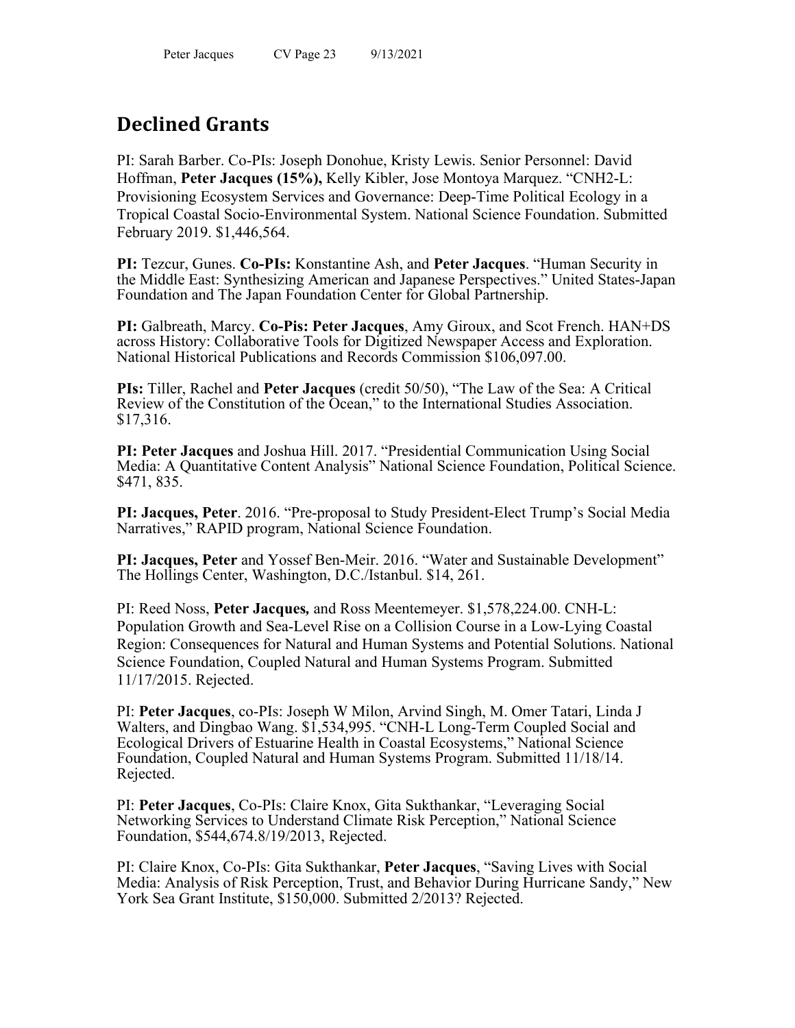## Declined Grants

PI: Sarah Barber. Co-PIs: Joseph Donohue, Kristy Lewis. Senior Personnel: David Hoffman, **Peter Jacques (15%),** Kelly Kibler, Jose Montoya Marquez. "CNH2-L: Provisioning Ecosystem Services and Governance: Deep-Time Political Ecology in a Tropical Coastal Socio-Environmental System. National Science Foundation. Submitted February 2019. $1,446,564.

**PI:** Tezcur, Gunes. **Co-PIs:** Konstantine Ash, and **Peter Jacques**. "Human Security in the Middle East: Synthesizing American and Japanese Perspectives." United States-Japan Foundation and The Japan Foundation Center for Global Partnership.

**PI:** Galbreath, Marcy. **Co-Pis: Peter Jacques**, Amy Giroux, and Scot French. HAN+DS across History: Collaborative Tools for Digitized Newspaper Access and Exploration. National Historical Publications and Records Commission $106,097.00.

**PIs:** Tiller, Rachel and **Peter Jacques** (credit 50/50), "The Law of the Sea: A Critical Review of the Constitution of the Ocean," to the International Studies Association. $17,316.

**PI: Peter Jacques** and Joshua Hill. 2017. "Presidential Communication Using Social Media: A Quantitative Content Analysis" National Science Foundation, Political Science. $471, 835.

**PI: Jacques, Peter**. 2016. "Pre-proposal to Study President-Elect Trump's Social Media Narratives," RAPID program, National Science Foundation.

**PI: Jacques, Peter** and Yossef Ben-Meir. 2016. "Water and Sustainable Development" The Hollings Center, Washington, D.C./Istanbul. $14, 261.

PI: Reed Noss, **Peter Jacques***,* and Ross Meentemeyer. $1,578,224.00. CNH-L: Population Growth and Sea-Level Rise on a Collision Course in a Low-Lying Coastal Region: Consequences for Natural and Human Systems and Potential Solutions. National Science Foundation, Coupled Natural and Human Systems Program. Submitted 11/17/2015. Rejected.

PI: **Peter Jacques**, co-PIs: Joseph W Milon, Arvind Singh, M. Omer Tatari, Linda J Walters, and Dingbao Wang. $1,534,995. "CNH-L Long-Term Coupled Social and Ecological Drivers of Estuarine Health in Coastal Ecosystems," National Science Foundation, Coupled Natural and Human Systems Program. Submitted 11/18/14. Rejected.

PI: **Peter Jacques**, Co-PIs: Claire Knox, Gita Sukthankar, "Leveraging Social Networking Services to Understand Climate Risk Perception," National Science Foundation, $544,674.8/19/2013, Rejected.

PI: Claire Knox, Co-PIs: Gita Sukthankar, **Peter Jacques**, "Saving Lives with Social Media: Analysis of Risk Perception, Trust, and Behavior During Hurricane Sandy," New York Sea Grant Institute, $150,000. Submitted 2/2013? Rejected.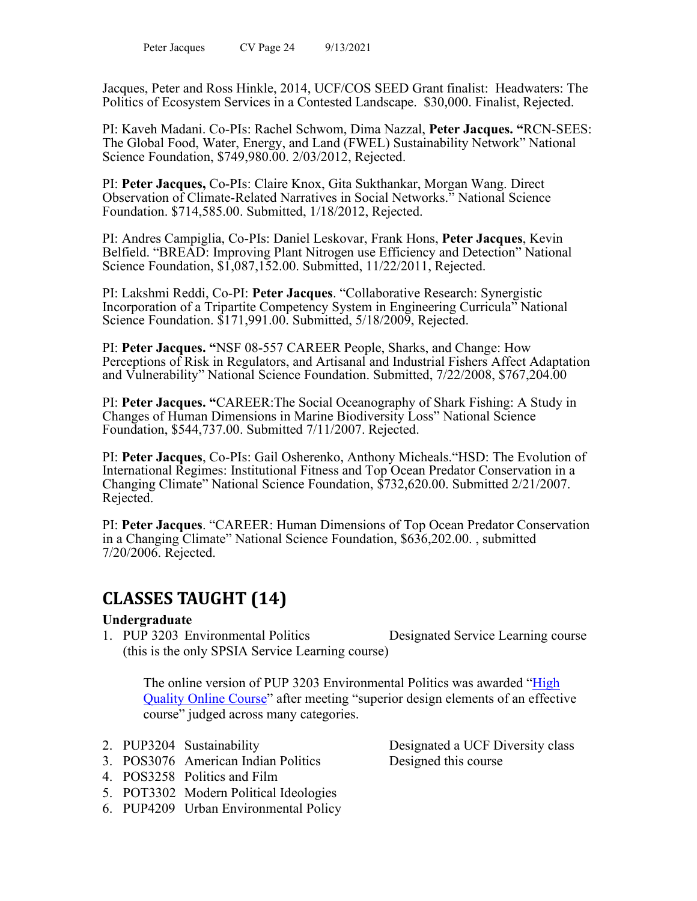Jacques, Peter and Ross Hinkle, 2014, UCF/COS SEED Grant finalist: Headwaters: The Politics of Ecosystem Services in a Contested Landscape. $30,000. Finalist, Rejected.

PI: Kaveh Madani. Co-PIs: Rachel Schwom, Dima Nazzal, **Peter Jacques. "**RCN-SEES: The Global Food, Water, Energy, and Land (FWEL) Sustainability Network" National Science Foundation, $749,980.00. 2/03/2012, Rejected.

PI: **Peter Jacques,** Co-PIs: Claire Knox, Gita Sukthankar, Morgan Wang. Direct Observation of Climate-Related Narratives in Social Networks." National Science Foundation. $714,585.00. Submitted, 1/18/2012, Rejected.

PI: Andres Campiglia, Co-PIs: Daniel Leskovar, Frank Hons, **Peter Jacques**, Kevin Belfield. "BREAD: Improving Plant Nitrogen use Efficiency and Detection" National Science Foundation, $1,087,152.00. Submitted, 11/22/2011, Rejected.

PI: Lakshmi Reddi, Co-PI: **Peter Jacques**. "Collaborative Research: Synergistic Incorporation of a Tripartite Competency System in Engineering Curricula" National Science Foundation. $171,991.00. Submitted, 5/18/2009, Rejected.

PI: **Peter Jacques. "**NSF 08-557 CAREER People, Sharks, and Change: How Perceptions of Risk in Regulators, and Artisanal and Industrial Fishers Affect Adaptation and Vulnerability" National Science Foundation. Submitted, 7/22/2008, $767,204.00

PI: **Peter Jacques. "**CAREER:The Social Oceanography of Shark Fishing: A Study in Changes of Human Dimensions in Marine Biodiversity Loss" National Science Foundation, $544,737.00. Submitted 7/11/2007. Rejected.

PI: **Peter Jacques**, Co-PIs: Gail Osherenko, Anthony Micheals."HSD: The Evolution of International Regimes: Institutional Fitness and Top Ocean Predator Conservation in a Changing Climate" National Science Foundation, $732,620.00. Submitted 2/21/2007. Rejected.

PI: **Peter Jacques**. "CAREER: Human Dimensions of Top Ocean Predator Conservation in a Changing Climate" National Science Foundation, $636,202.00. , submitted 7/20/2006. Rejected.

# CLASSES TAUGHT (14)

**Undergraduate**

1. PUP 3203 Environmental Politics — Designated Service Learning course (this is the only SPSIA Service Learning course)

   The online version of PUP 3203 Environmental Politics was awarded "High Quality Online Course" after meeting "superior design elements of an effective course" judged across many categories.

2. PUP3204 Sustainability — Designated a UCF Diversity class
3. POS3076 American Indian Politics — Designed this course
4. POS3258 Politics and Film
5. POT3302 Modern Political Ideologies
6. PUP4209 Urban Environmental Policy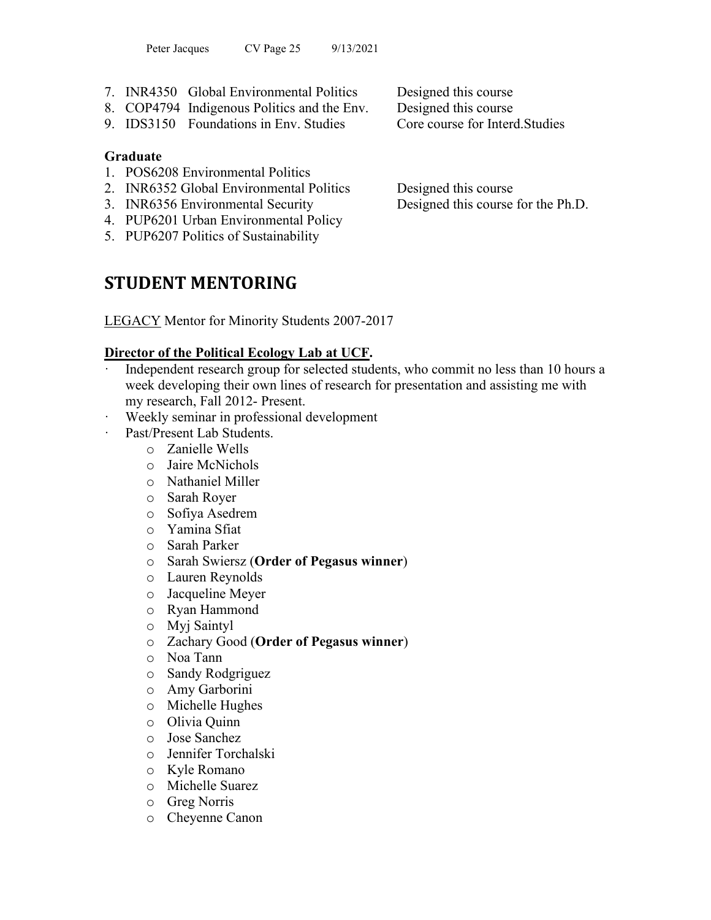7. INR4350 Global Environmental Politics — Designed this course
8. COP4794 Indigenous Politics and the Env. — Designed this course
9. IDS3150 Foundations in Env. Studies — Core course for Interd.Studies

**Graduate**

1. POS6208 Environmental Politics
2. INR6352 Global Environmental Politics — Designed this course
3. INR6356 Environmental Security — Designed this course for the Ph.D.
4. PUP6201 Urban Environmental Policy
5. PUP6207 Politics of Sustainability

## STUDENT MENTORING

LEGACY Mentor for Minority Students 2007-2017

**Director of the Political Ecology Lab at UCF.**

- Independent research group for selected students, who commit no less than 10 hours a week developing their own lines of research for presentation and assisting me with my research, Fall 2012- Present.
- Weekly seminar in professional development
- Past/Present Lab Students.
    - Zanielle Wells
    - Jaire McNichols
    - Nathaniel Miller
    - Sarah Royer
    - Sofiya Asedrem
    - Yamina Sfiat
    - Sarah Parker
    - Sarah Swiersz (**Order of Pegasus winner**)
    - Lauren Reynolds
    - Jacqueline Meyer
    - Ryan Hammond
    - Myj Saintyl
    - Zachary Good (**Order of Pegasus winner**)
    - Noa Tann
    - Sandy Rodgriguez
    - Amy Garborini
    - Michelle Hughes
    - Olivia Quinn
    - Jose Sanchez
    - Jennifer Torchalski
    - Kyle Romano
    - Michelle Suarez
    - Greg Norris
    - Cheyenne Canon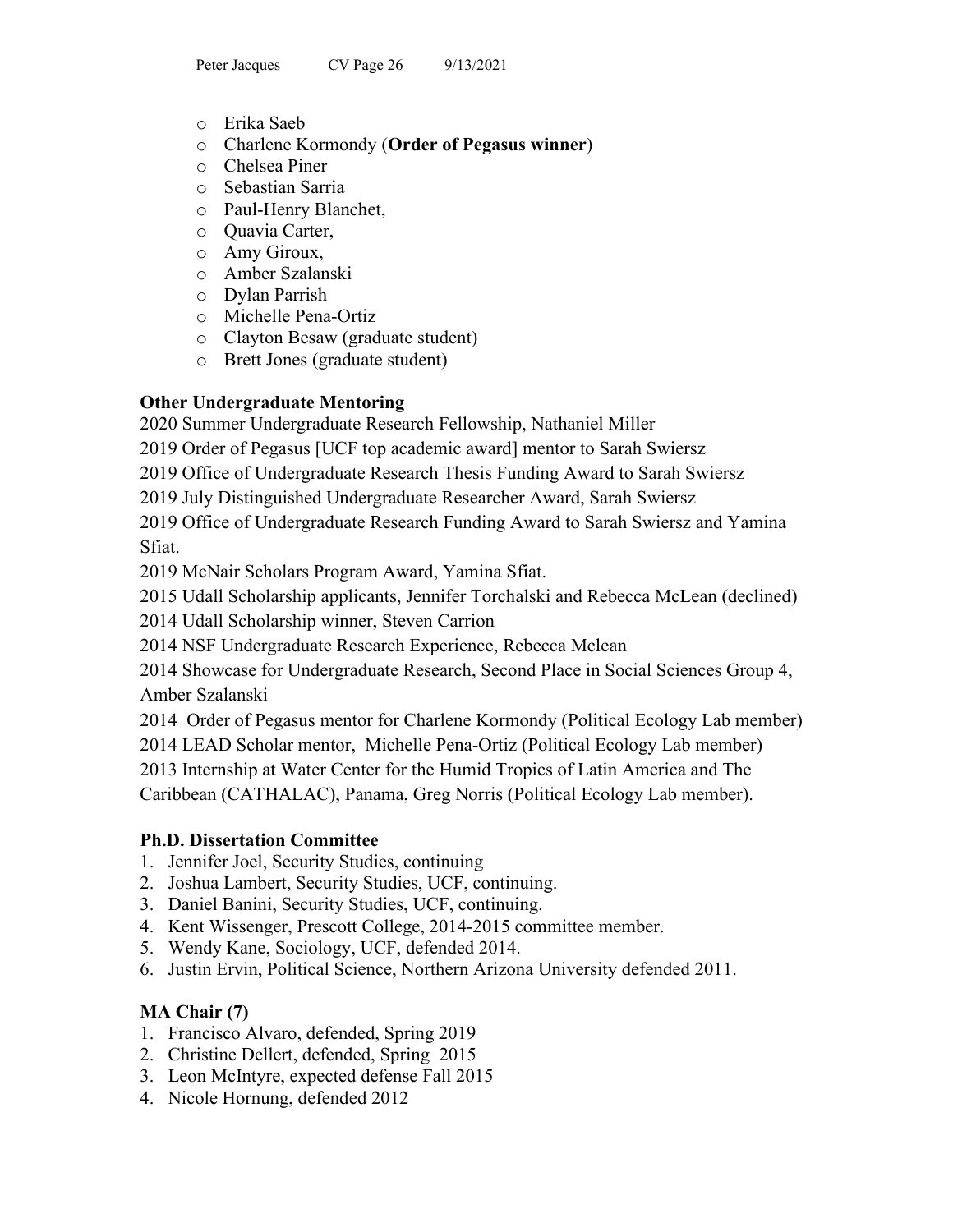- Erika Saeb
- Charlene Kormondy (**Order of Pegasus winner**)
- Chelsea Piner
- Sebastian Sarria
- Paul-Henry Blanchet,
- Quavia Carter,
- Amy Giroux,
- Amber Szalanski
- Dylan Parrish
- Michelle Pena-Ortiz
- Clayton Besaw (graduate student)
- Brett Jones (graduate student)

**Other Undergraduate Mentoring**

2020 Summer Undergraduate Research Fellowship, Nathaniel Miller

2019 Order of Pegasus [UCF top academic award] mentor to Sarah Swiersz

2019 Office of Undergraduate Research Thesis Funding Award to Sarah Swiersz

2019 July Distinguished Undergraduate Researcher Award, Sarah Swiersz

2019 Office of Undergraduate Research Funding Award to Sarah Swiersz and Yamina Sfiat.

2019 McNair Scholars Program Award, Yamina Sfiat.

2015 Udall Scholarship applicants, Jennifer Torchalski and Rebecca McLean (declined)

2014 Udall Scholarship winner, Steven Carrion

2014 NSF Undergraduate Research Experience, Rebecca Mclean

2014 Showcase for Undergraduate Research, Second Place in Social Sciences Group 4, Amber Szalanski

2014 Order of Pegasus mentor for Charlene Kormondy (Political Ecology Lab member)

2014 LEAD Scholar mentor, Michelle Pena-Ortiz (Political Ecology Lab member)

2013 Internship at Water Center for the Humid Tropics of Latin America and The Caribbean (CATHALAC), Panama, Greg Norris (Political Ecology Lab member).

**Ph.D. Dissertation Committee**

1. Jennifer Joel, Security Studies, continuing
2. Joshua Lambert, Security Studies, UCF, continuing.
3. Daniel Banini, Security Studies, UCF, continuing.
4. Kent Wissenger, Prescott College, 2014-2015 committee member.
5. Wendy Kane, Sociology, UCF, defended 2014.
6. Justin Ervin, Political Science, Northern Arizona University defended 2011.

**MA Chair (7)**

1. Francisco Alvaro, defended, Spring 2019
2. Christine Dellert, defended, Spring 2015
3. Leon McIntyre, expected defense Fall 2015
4. Nicole Hornung, defended 2012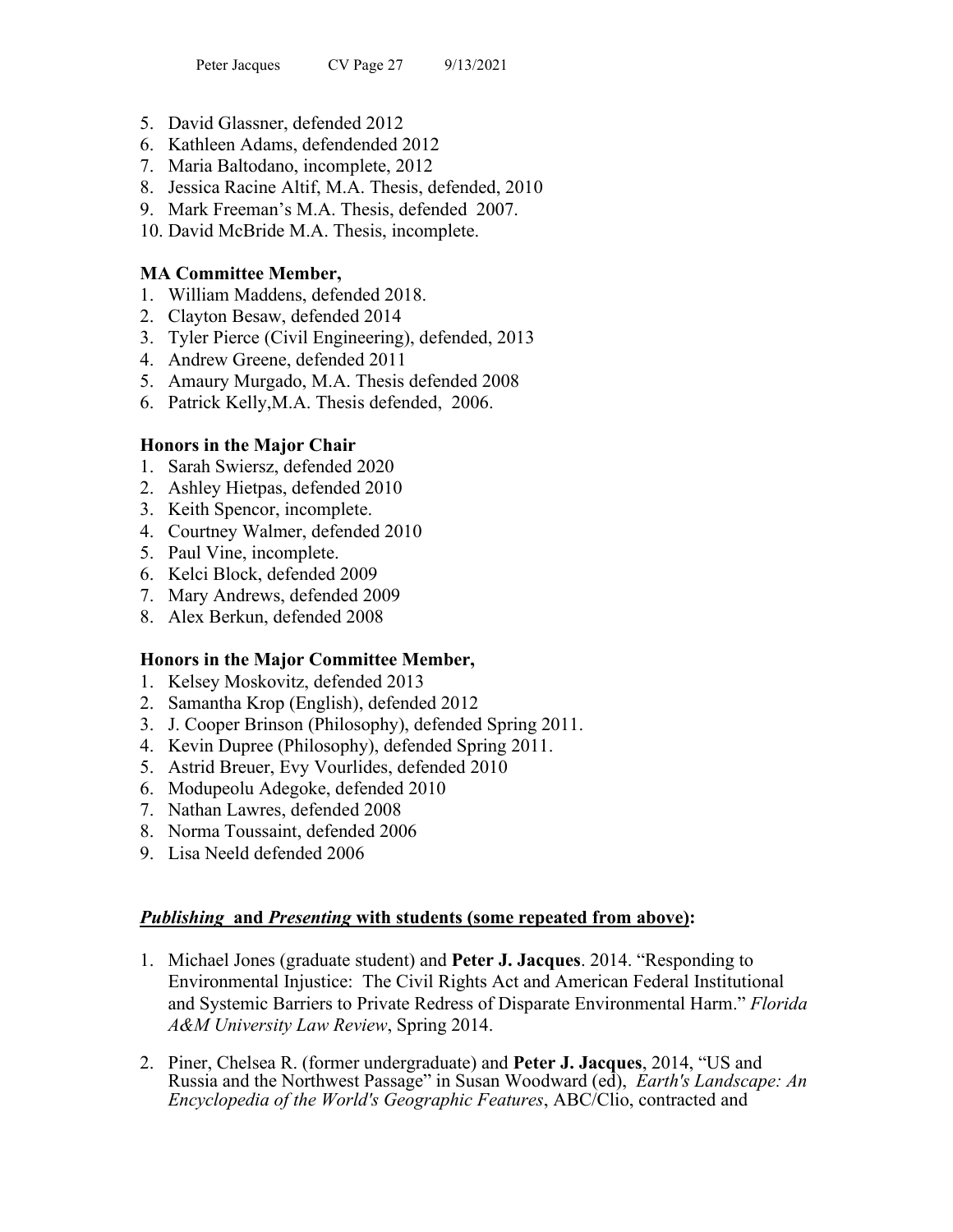5. David Glassner, defended 2012
6. Kathleen Adams, defendended 2012
7. Maria Baltodano, incomplete, 2012
8. Jessica Racine Altif, M.A. Thesis, defended, 2010
9. Mark Freeman's M.A. Thesis, defended 2007.
10. David McBride M.A. Thesis, incomplete.

**MA Committee Member,**

1. William Maddens, defended 2018.
2. Clayton Besaw, defended 2014
3. Tyler Pierce (Civil Engineering), defended, 2013
4. Andrew Greene, defended 2011
5. Amaury Murgado, M.A. Thesis defended 2008
6. Patrick Kelly,M.A. Thesis defended, 2006.

**Honors in the Major Chair**

1. Sarah Swiersz, defended 2020
2. Ashley Hietpas, defended 2010
3. Keith Spencor, incomplete.
4. Courtney Walmer, defended 2010
5. Paul Vine, incomplete.
6. Kelci Block, defended 2009
7. Mary Andrews, defended 2009
8. Alex Berkun, defended 2008

**Honors in the Major Committee Member,**

1. Kelsey Moskovitz, defended 2013
2. Samantha Krop (English), defended 2012
3. J. Cooper Brinson (Philosophy), defended Spring 2011.
4. Kevin Dupree (Philosophy), defended Spring 2011.
5. Astrid Breuer, Evy Vourlides, defended 2010
6. Modupeolu Adegoke, defended 2010
7. Nathan Lawres, defended 2008
8. Norma Toussaint, defended 2006
9. Lisa Neeld defended 2006

**<u>*Publishing* and *Presenting* with students (some repeated from above)</u>:**

1. Michael Jones (graduate student) and **Peter J. Jacques**. 2014. "Responding to Environmental Injustice: The Civil Rights Act and American Federal Institutional and Systemic Barriers to Private Redress of Disparate Environmental Harm." *Florida A&M University Law Review*, Spring 2014.

2. Piner, Chelsea R. (former undergraduate) and **Peter J. Jacques**, 2014, "US and Russia and the Northwest Passage" in Susan Woodward (ed), *Earth's Landscape: An Encyclopedia of the World's Geographic Features*, ABC/Clio, contracted and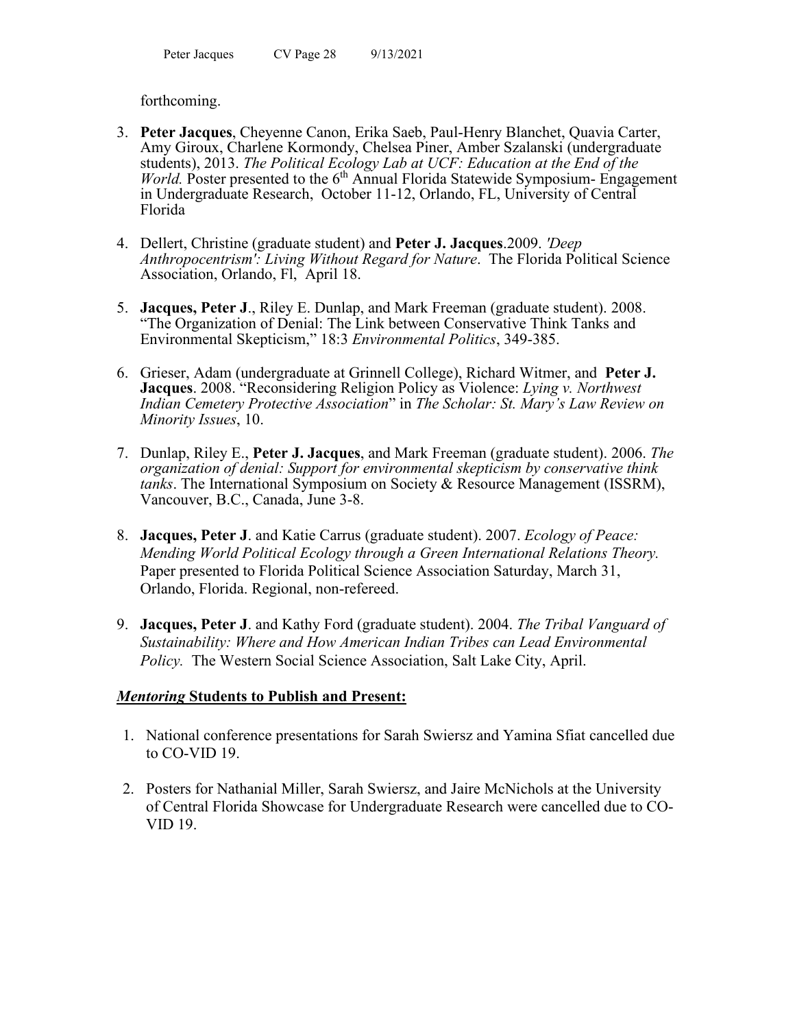forthcoming.

3. **Peter Jacques**, Cheyenne Canon, Erika Saeb, Paul-Henry Blanchet, Quavia Carter, Amy Giroux, Charlene Kormondy, Chelsea Piner, Amber Szalanski (undergraduate students), 2013. *The Political Ecology Lab at UCF: Education at the End of the World.* Poster presented to the 6th Annual Florida Statewide Symposium- Engagement in Undergraduate Research, October 11-12, Orlando, FL, University of Central Florida

4. Dellert, Christine (graduate student) and **Peter J. Jacques**.2009. *'Deep Anthropocentrism': Living Without Regard for Nature*. The Florida Political Science Association, Orlando, Fl, April 18.

5. **Jacques, Peter J**., Riley E. Dunlap, and Mark Freeman (graduate student). 2008. "The Organization of Denial: The Link between Conservative Think Tanks and Environmental Skepticism," 18:3 *Environmental Politics*, 349-385.

6. Grieser, Adam (undergraduate at Grinnell College), Richard Witmer, and **Peter J. Jacques**. 2008. "Reconsidering Religion Policy as Violence: *Lying v. Northwest Indian Cemetery Protective Association*" in *The Scholar: St. Mary's Law Review on Minority Issues*, 10.

7. Dunlap, Riley E., **Peter J. Jacques**, and Mark Freeman (graduate student). 2006. *The organization of denial: Support for environmental skepticism by conservative think tanks*. The International Symposium on Society & Resource Management (ISSRM), Vancouver, B.C., Canada, June 3-8.

8. **Jacques, Peter J**. and Katie Carrus (graduate student). 2007. *Ecology of Peace: Mending World Political Ecology through a Green International Relations Theory.* Paper presented to Florida Political Science Association Saturday, March 31, Orlando, Florida. Regional, non-refereed.

9. **Jacques, Peter J**. and Kathy Ford (graduate student). 2004. *The Tribal Vanguard of Sustainability: Where and How American Indian Tribes can Lead Environmental Policy.* The Western Social Science Association, Salt Lake City, April.

### ***Mentoring*** **Students to Publish and Present:**

1. National conference presentations for Sarah Swiersz and Yamina Sfiat cancelled due to CO-VID 19.

2. Posters for Nathanial Miller, Sarah Swiersz, and Jaire McNichols at the University of Central Florida Showcase for Undergraduate Research were cancelled due to CO-VID 19.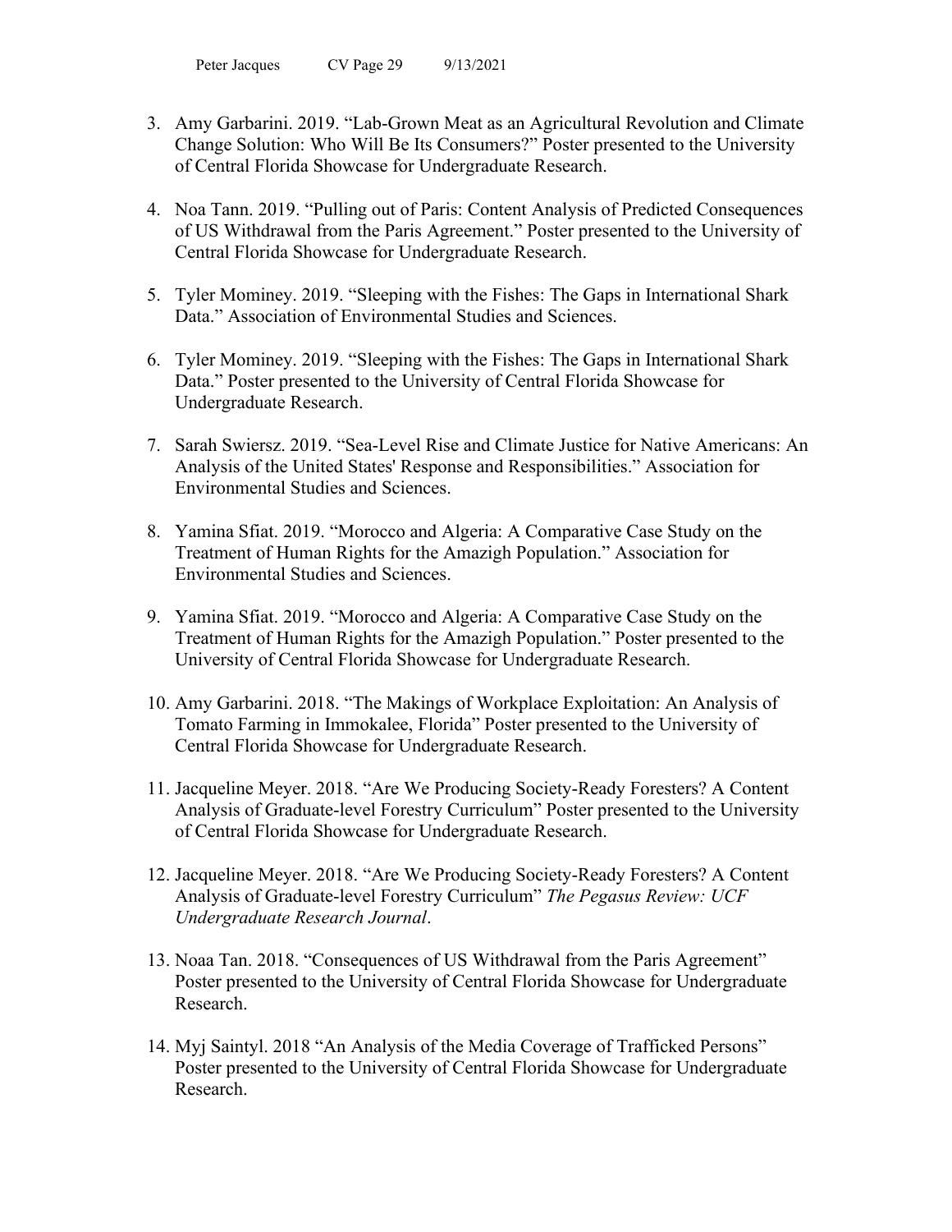3. Amy Garbarini. 2019. “Lab-Grown Meat as an Agricultural Revolution and Climate Change Solution: Who Will Be Its Consumers?” Poster presented to the University of Central Florida Showcase for Undergraduate Research.

4. Noa Tann. 2019. “Pulling out of Paris: Content Analysis of Predicted Consequences of US Withdrawal from the Paris Agreement.” Poster presented to the University of Central Florida Showcase for Undergraduate Research.

5. Tyler Mominey. 2019. “Sleeping with the Fishes: The Gaps in International Shark Data.” Association of Environmental Studies and Sciences.

6. Tyler Mominey. 2019. “Sleeping with the Fishes: The Gaps in International Shark Data.” Poster presented to the University of Central Florida Showcase for Undergraduate Research.

7. Sarah Swiersz. 2019. “Sea-Level Rise and Climate Justice for Native Americans: An Analysis of the United States' Response and Responsibilities.” Association for Environmental Studies and Sciences.

8. Yamina Sfiat. 2019. “Morocco and Algeria: A Comparative Case Study on the Treatment of Human Rights for the Amazigh Population.” Association for Environmental Studies and Sciences.

9. Yamina Sfiat. 2019. “Morocco and Algeria: A Comparative Case Study on the Treatment of Human Rights for the Amazigh Population.” Poster presented to the University of Central Florida Showcase for Undergraduate Research.

10. Amy Garbarini. 2018. “The Makings of Workplace Exploitation: An Analysis of Tomato Farming in Immokalee, Florida” Poster presented to the University of Central Florida Showcase for Undergraduate Research.

11. Jacqueline Meyer. 2018. “Are We Producing Society-Ready Foresters? A Content Analysis of Graduate-level Forestry Curriculum” Poster presented to the University of Central Florida Showcase for Undergraduate Research.

12. Jacqueline Meyer. 2018. “Are We Producing Society-Ready Foresters? A Content Analysis of Graduate-level Forestry Curriculum” *The Pegasus Review: UCF Undergraduate Research Journal*.

13. Noaa Tan. 2018. “Consequences of US Withdrawal from the Paris Agreement” Poster presented to the University of Central Florida Showcase for Undergraduate Research.

14. Myj Saintyl. 2018 “An Analysis of the Media Coverage of Trafficked Persons” Poster presented to the University of Central Florida Showcase for Undergraduate Research.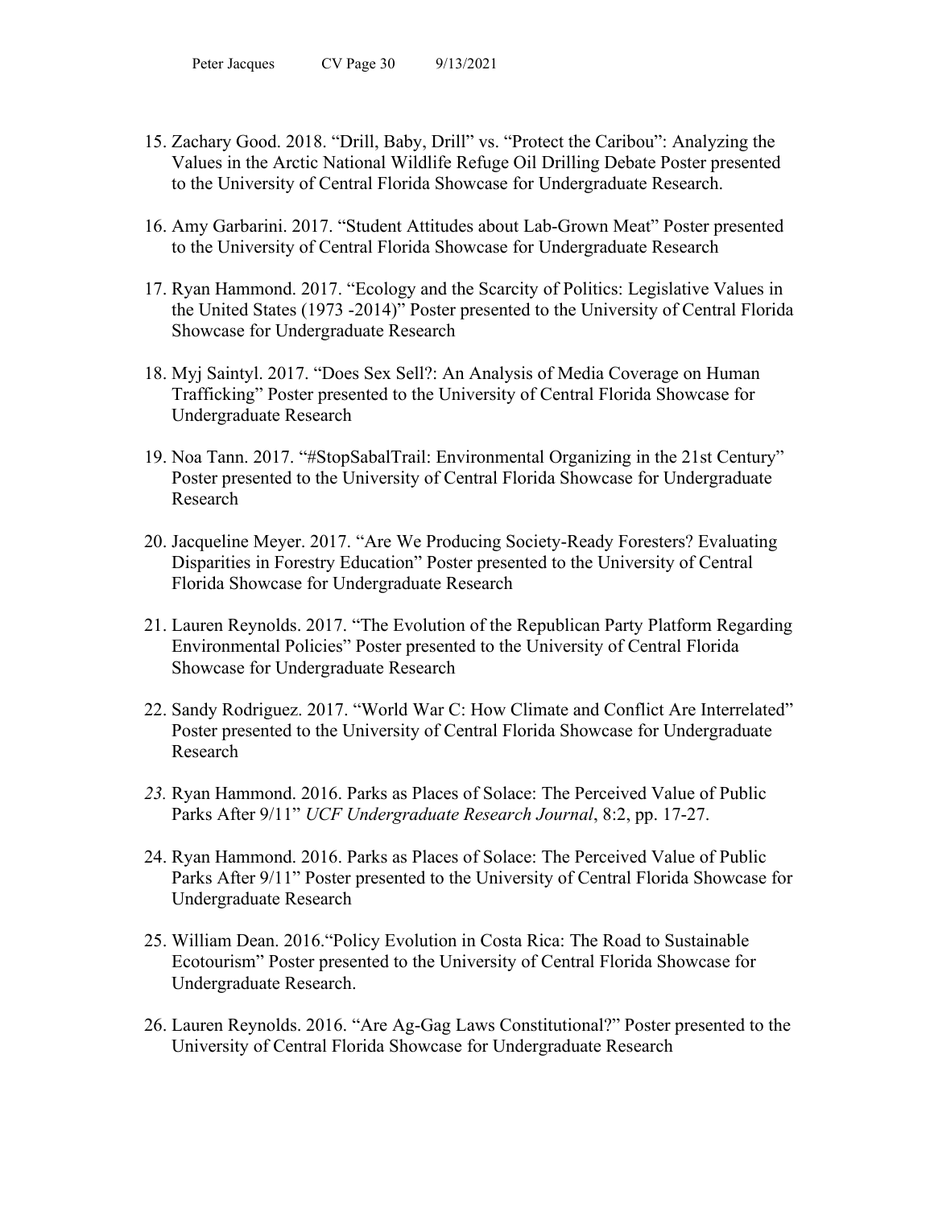15. Zachary Good. 2018. “Drill, Baby, Drill” vs. “Protect the Caribou”: Analyzing the Values in the Arctic National Wildlife Refuge Oil Drilling Debate Poster presented to the University of Central Florida Showcase for Undergraduate Research.

16. Amy Garbarini. 2017. “Student Attitudes about Lab-Grown Meat” Poster presented to the University of Central Florida Showcase for Undergraduate Research

17. Ryan Hammond. 2017. “Ecology and the Scarcity of Politics: Legislative Values in the United States (1973 -2014)” Poster presented to the University of Central Florida Showcase for Undergraduate Research

18. Myj Saintyl. 2017. “Does Sex Sell?: An Analysis of Media Coverage on Human Trafficking” Poster presented to the University of Central Florida Showcase for Undergraduate Research

19. Noa Tann. 2017. “#StopSabalTrail: Environmental Organizing in the 21st Century” Poster presented to the University of Central Florida Showcase for Undergraduate Research

20. Jacqueline Meyer. 2017. “Are We Producing Society-Ready Foresters? Evaluating Disparities in Forestry Education” Poster presented to the University of Central Florida Showcase for Undergraduate Research

21. Lauren Reynolds. 2017. “The Evolution of the Republican Party Platform Regarding Environmental Policies” Poster presented to the University of Central Florida Showcase for Undergraduate Research

22. Sandy Rodriguez. 2017. “World War C: How Climate and Conflict Are Interrelated” Poster presented to the University of Central Florida Showcase for Undergraduate Research

23. Ryan Hammond. 2016. Parks as Places of Solace: The Perceived Value of Public Parks After 9/11” *UCF Undergraduate Research Journal*, 8:2, pp. 17-27.

24. Ryan Hammond. 2016. Parks as Places of Solace: The Perceived Value of Public Parks After 9/11” Poster presented to the University of Central Florida Showcase for Undergraduate Research

25. William Dean. 2016.“Policy Evolution in Costa Rica: The Road to Sustainable Ecotourism” Poster presented to the University of Central Florida Showcase for Undergraduate Research.

26. Lauren Reynolds. 2016. “Are Ag-Gag Laws Constitutional?” Poster presented to the University of Central Florida Showcase for Undergraduate Research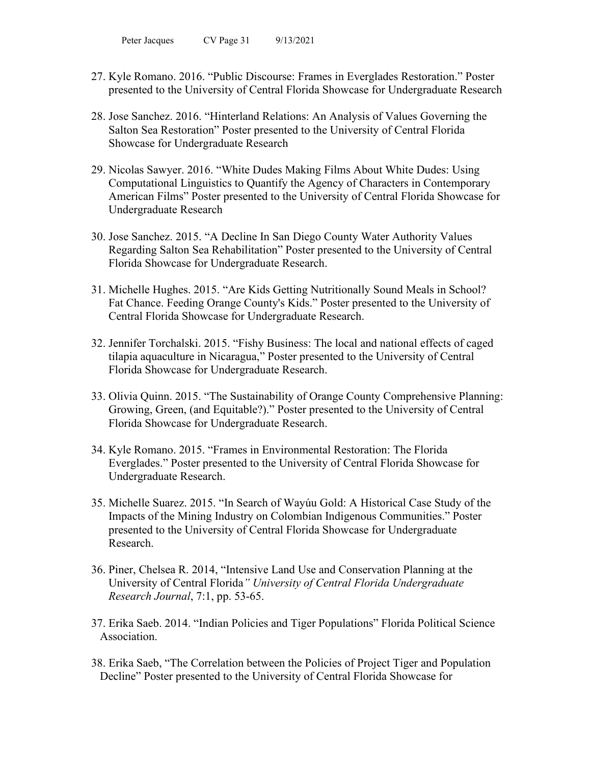27. Kyle Romano. 2016. "Public Discourse: Frames in Everglades Restoration." Poster presented to the University of Central Florida Showcase for Undergraduate Research

28. Jose Sanchez. 2016. "Hinterland Relations: An Analysis of Values Governing the Salton Sea Restoration" Poster presented to the University of Central Florida Showcase for Undergraduate Research

29. Nicolas Sawyer. 2016. "White Dudes Making Films About White Dudes: Using Computational Linguistics to Quantify the Agency of Characters in Contemporary American Films" Poster presented to the University of Central Florida Showcase for Undergraduate Research

30. Jose Sanchez. 2015. "A Decline In San Diego County Water Authority Values Regarding Salton Sea Rehabilitation" Poster presented to the University of Central Florida Showcase for Undergraduate Research.

31. Michelle Hughes. 2015. "Are Kids Getting Nutritionally Sound Meals in School? Fat Chance. Feeding Orange County's Kids." Poster presented to the University of Central Florida Showcase for Undergraduate Research.

32. Jennifer Torchalski. 2015. "Fishy Business: The local and national effects of caged tilapia aquaculture in Nicaragua," Poster presented to the University of Central Florida Showcase for Undergraduate Research.

33. Olivia Quinn. 2015. "The Sustainability of Orange County Comprehensive Planning: Growing, Green, (and Equitable?)." Poster presented to the University of Central Florida Showcase for Undergraduate Research.

34. Kyle Romano. 2015. "Frames in Environmental Restoration: The Florida Everglades." Poster presented to the University of Central Florida Showcase for Undergraduate Research.

35. Michelle Suarez. 2015. "In Search of Wayúu Gold: A Historical Case Study of the Impacts of the Mining Industry on Colombian Indigenous Communities." Poster presented to the University of Central Florida Showcase for Undergraduate Research.

36. Piner, Chelsea R. 2014, "Intensive Land Use and Conservation Planning at the University of Central Florida*" University of Central Florida Undergraduate Research Journal*, 7:1, pp. 53-65.

37. Erika Saeb. 2014. "Indian Policies and Tiger Populations" Florida Political Science Association.

38. Erika Saeb, "The Correlation between the Policies of Project Tiger and Population Decline" Poster presented to the University of Central Florida Showcase for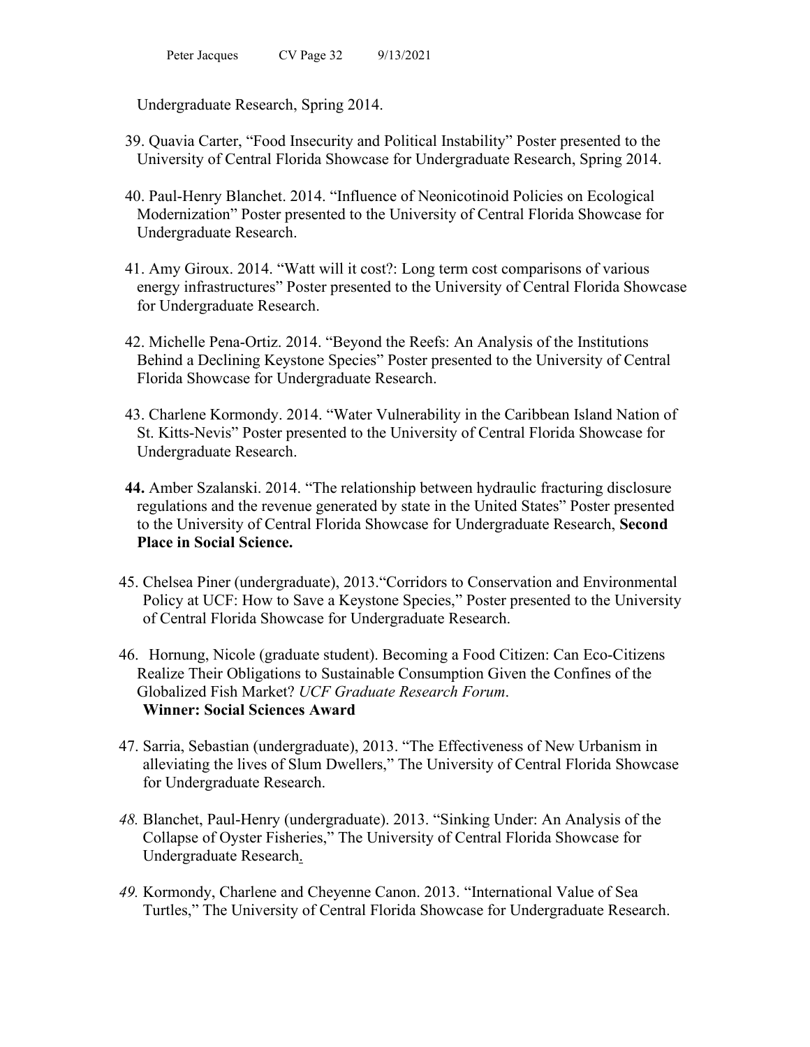Undergraduate Research, Spring 2014.

39. Quavia Carter, "Food Insecurity and Political Instability" Poster presented to the University of Central Florida Showcase for Undergraduate Research, Spring 2014.

40. Paul-Henry Blanchet. 2014. "Influence of Neonicotinoid Policies on Ecological Modernization" Poster presented to the University of Central Florida Showcase for Undergraduate Research.

41. Amy Giroux. 2014. "Watt will it cost?: Long term cost comparisons of various energy infrastructures" Poster presented to the University of Central Florida Showcase for Undergraduate Research.

42. Michelle Pena-Ortiz. 2014. "Beyond the Reefs: An Analysis of the Institutions Behind a Declining Keystone Species" Poster presented to the University of Central Florida Showcase for Undergraduate Research.

43. Charlene Kormondy. 2014. "Water Vulnerability in the Caribbean Island Nation of St. Kitts-Nevis" Poster presented to the University of Central Florida Showcase for Undergraduate Research.

**44.** Amber Szalanski. 2014. "The relationship between hydraulic fracturing disclosure regulations and the revenue generated by state in the United States" Poster presented to the University of Central Florida Showcase for Undergraduate Research, **Second Place in Social Science.**

45. Chelsea Piner (undergraduate), 2013."Corridors to Conservation and Environmental Policy at UCF: How to Save a Keystone Species," Poster presented to the University of Central Florida Showcase for Undergraduate Research.

46. Hornung, Nicole (graduate student). Becoming a Food Citizen: Can Eco-Citizens Realize Their Obligations to Sustainable Consumption Given the Confines of the Globalized Fish Market? *UCF Graduate Research Forum*.
**Winner: Social Sciences Award**

47. Sarria, Sebastian (undergraduate), 2013. "The Effectiveness of New Urbanism in alleviating the lives of Slum Dwellers," The University of Central Florida Showcase for Undergraduate Research.

*48.* Blanchet, Paul-Henry (undergraduate). 2013. "Sinking Under: An Analysis of the Collapse of Oyster Fisheries," The University of Central Florida Showcase for Undergraduate Research.

*49.* Kormondy, Charlene and Cheyenne Canon. 2013. "International Value of Sea Turtles," The University of Central Florida Showcase for Undergraduate Research.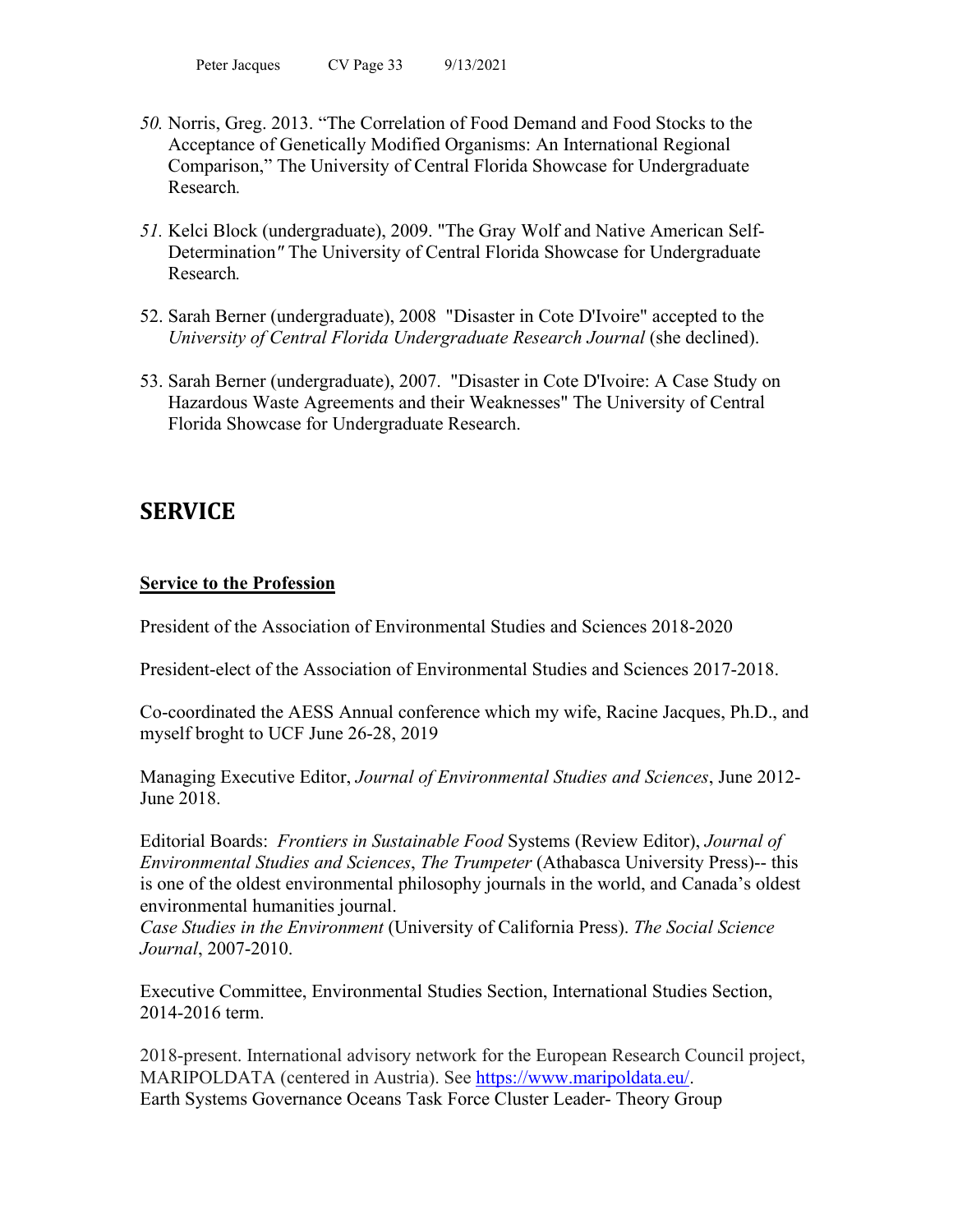*50.* Norris, Greg. 2013. “The Correlation of Food Demand and Food Stocks to the Acceptance of Genetically Modified Organisms: An International Regional Comparison,” The University of Central Florida Showcase for Undergraduate Research*.*

*51.* Kelci Block (undergraduate), 2009. "The Gray Wolf and Native American Self-Determination*"* The University of Central Florida Showcase for Undergraduate Research*.*

52. Sarah Berner (undergraduate), 2008 "Disaster in Cote D'Ivoire" accepted to the *University of Central Florida Undergraduate Research Journal* (she declined).

53. Sarah Berner (undergraduate), 2007. "Disaster in Cote D'Ivoire: A Case Study on Hazardous Waste Agreements and their Weaknesses" The University of Central Florida Showcase for Undergraduate Research.

# SERVICE

**Service to the Profession**

President of the Association of Environmental Studies and Sciences 2018-2020

President-elect of the Association of Environmental Studies and Sciences 2017-2018.

Co-coordinated the AESS Annual conference which my wife, Racine Jacques, Ph.D., and myself broght to UCF June 26-28, 2019

Managing Executive Editor, *Journal of Environmental Studies and Sciences*, June 2012-June 2018.

Editorial Boards: *Frontiers in Sustainable Food* Systems (Review Editor), *Journal of Environmental Studies and Sciences*, *The Trumpeter* (Athabasca University Press)-- this is one of the oldest environmental philosophy journals in the world, and Canada’s oldest environmental humanities journal.
*Case Studies in the Environment* (University of California Press). *The Social Science Journal*, 2007-2010.

Executive Committee, Environmental Studies Section, International Studies Section, 2014-2016 term.

2018-present. International advisory network for the European Research Council project, MARIPOLDATA (centered in Austria). See https://www.maripoldata.eu/.
Earth Systems Governance Oceans Task Force Cluster Leader- Theory Group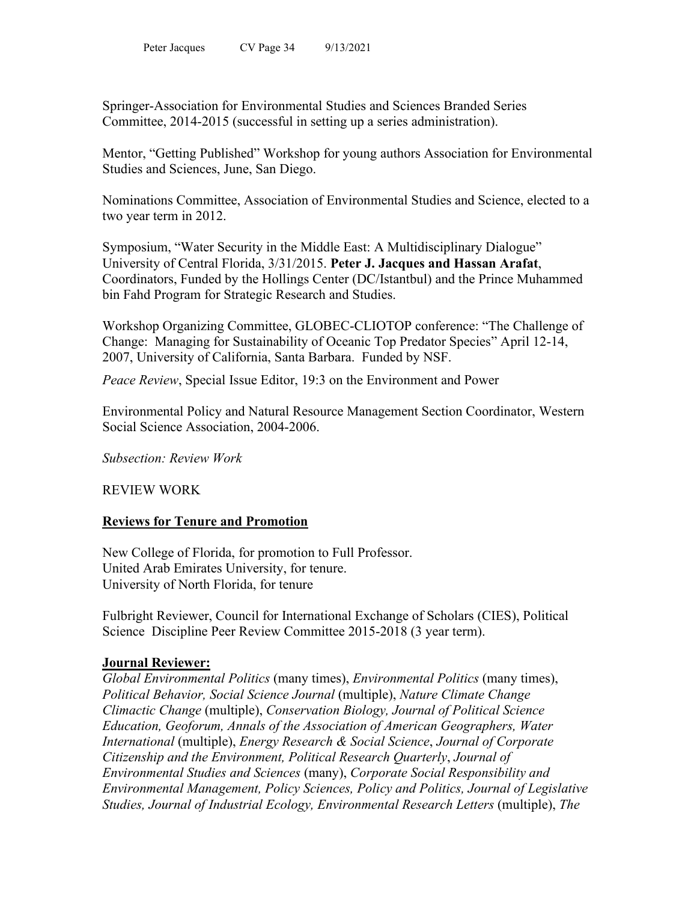Springer-Association for Environmental Studies and Sciences Branded Series Committee, 2014-2015 (successful in setting up a series administration).

Mentor, "Getting Published" Workshop for young authors Association for Environmental Studies and Sciences, June, San Diego.

Nominations Committee, Association of Environmental Studies and Science, elected to a two year term in 2012.

Symposium, "Water Security in the Middle East: A Multidisciplinary Dialogue" University of Central Florida, 3/31/2015. **Peter J. Jacques and Hassan Arafat**, Coordinators, Funded by the Hollings Center (DC/Istantbul) and the Prince Muhammed bin Fahd Program for Strategic Research and Studies.

Workshop Organizing Committee, GLOBEC-CLIOTOP conference: "The Challenge of Change: Managing for Sustainability of Oceanic Top Predator Species" April 12-14, 2007, University of California, Santa Barbara. Funded by NSF.

*Peace Review*, Special Issue Editor, 19:3 on the Environment and Power

Environmental Policy and Natural Resource Management Section Coordinator, Western Social Science Association, 2004-2006.

*Subsection: Review Work*

REVIEW WORK

**Reviews for Tenure and Promotion**

New College of Florida, for promotion to Full Professor.
United Arab Emirates University, for tenure.
University of North Florida, for tenure

Fulbright Reviewer, Council for International Exchange of Scholars (CIES), Political Science Discipline Peer Review Committee 2015-2018 (3 year term).

**Journal Reviewer:**
*Global Environmental Politics* (many times), *Environmental Politics* (many times), *Political Behavior, Social Science Journal* (multiple), *Nature Climate Change Climactic Change* (multiple), *Conservation Biology, Journal of Political Science Education, Geoforum, Annals of the Association of American Geographers, Water International* (multiple), *Energy Research & Social Science*, *Journal of Corporate Citizenship and the Environment, Political Research Quarterly*, *Journal of Environmental Studies and Sciences* (many), *Corporate Social Responsibility and Environmental Management, Policy Sciences, Policy and Politics, Journal of Legislative Studies, Journal of Industrial Ecology, Environmental Research Letters* (multiple), *The*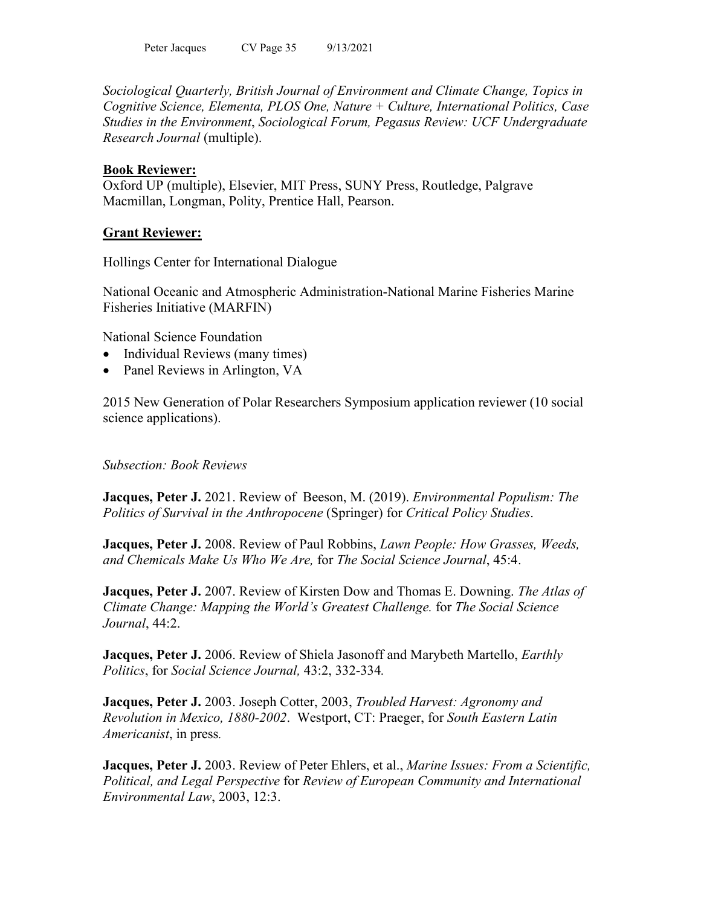*Sociological Quarterly, British Journal of Environment and Climate Change, Topics in Cognitive Science, Elementa, PLOS One, Nature + Culture, International Politics, Case Studies in the Environment*, *Sociological Forum, Pegasus Review: UCF Undergraduate Research Journal* (multiple).

**Book Reviewer:**

Oxford UP (multiple), Elsevier, MIT Press, SUNY Press, Routledge, Palgrave Macmillan, Longman, Polity, Prentice Hall, Pearson.

**Grant Reviewer:**

Hollings Center for International Dialogue

National Oceanic and Atmospheric Administration-National Marine Fisheries Marine Fisheries Initiative (MARFIN)

National Science Foundation

- Individual Reviews (many times)
- Panel Reviews in Arlington, VA

2015 New Generation of Polar Researchers Symposium application reviewer (10 social science applications).

*Subsection: Book Reviews*

**Jacques, Peter J.** 2021. Review of Beeson, M. (2019). *Environmental Populism: The Politics of Survival in the Anthropocene* (Springer) for *Critical Policy Studies*.

**Jacques, Peter J.** 2008. Review of Paul Robbins, *Lawn People: How Grasses, Weeds, and Chemicals Make Us Who We Are,* for *The Social Science Journal*, 45:4.

**Jacques, Peter J.** 2007. Review of Kirsten Dow and Thomas E. Downing. *The Atlas of Climate Change: Mapping the World's Greatest Challenge.* for *The Social Science Journal*, 44:2.

**Jacques, Peter J.** 2006. Review of Shiela Jasonoff and Marybeth Martello, *Earthly Politics*, for *Social Science Journal,* 43:2, 332-334*.*

**Jacques, Peter J.** 2003. Joseph Cotter, 2003, *Troubled Harvest: Agronomy and Revolution in Mexico, 1880-2002*. Westport, CT: Praeger, for *South Eastern Latin Americanist*, in press*.*

**Jacques, Peter J.** 2003. Review of Peter Ehlers, et al., *Marine Issues: From a Scientific, Political, and Legal Perspective* for *Review of European Community and International Environmental Law*, 2003, 12:3.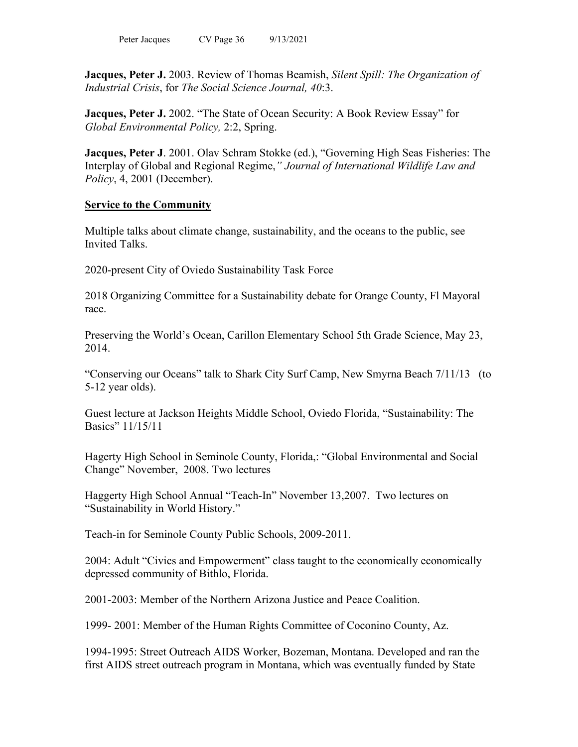**Jacques, Peter J.** 2003. Review of Thomas Beamish, *Silent Spill: The Organization of Industrial Crisis*, for *The Social Science Journal, 40*:3.

**Jacques, Peter J.** 2002. "The State of Ocean Security: A Book Review Essay" for *Global Environmental Policy,* 2:2, Spring.

**Jacques, Peter J**. 2001. Olav Schram Stokke (ed.), "Governing High Seas Fisheries: The Interplay of Global and Regional Regime,*" Journal of International Wildlife Law and Policy*, 4, 2001 (December).

## Service to the Community

Multiple talks about climate change, sustainability, and the oceans to the public, see Invited Talks.

2020-present City of Oviedo Sustainability Task Force

2018 Organizing Committee for a Sustainability debate for Orange County, Fl Mayoral race.

Preserving the World's Ocean, Carillon Elementary School 5th Grade Science, May 23, 2014.

"Conserving our Oceans" talk to Shark City Surf Camp, New Smyrna Beach 7/11/13 (to 5-12 year olds).

Guest lecture at Jackson Heights Middle School, Oviedo Florida, "Sustainability: The Basics" 11/15/11

Hagerty High School in Seminole County, Florida,: "Global Environmental and Social Change" November, 2008. Two lectures

Haggerty High School Annual "Teach-In" November 13,2007. Two lectures on "Sustainability in World History."

Teach-in for Seminole County Public Schools, 2009-2011.

2004: Adult "Civics and Empowerment" class taught to the economically economically depressed community of Bithlo, Florida.

2001-2003: Member of the Northern Arizona Justice and Peace Coalition.

1999- 2001: Member of the Human Rights Committee of Coconino County, Az.

1994-1995: Street Outreach AIDS Worker, Bozeman, Montana. Developed and ran the first AIDS street outreach program in Montana, which was eventually funded by State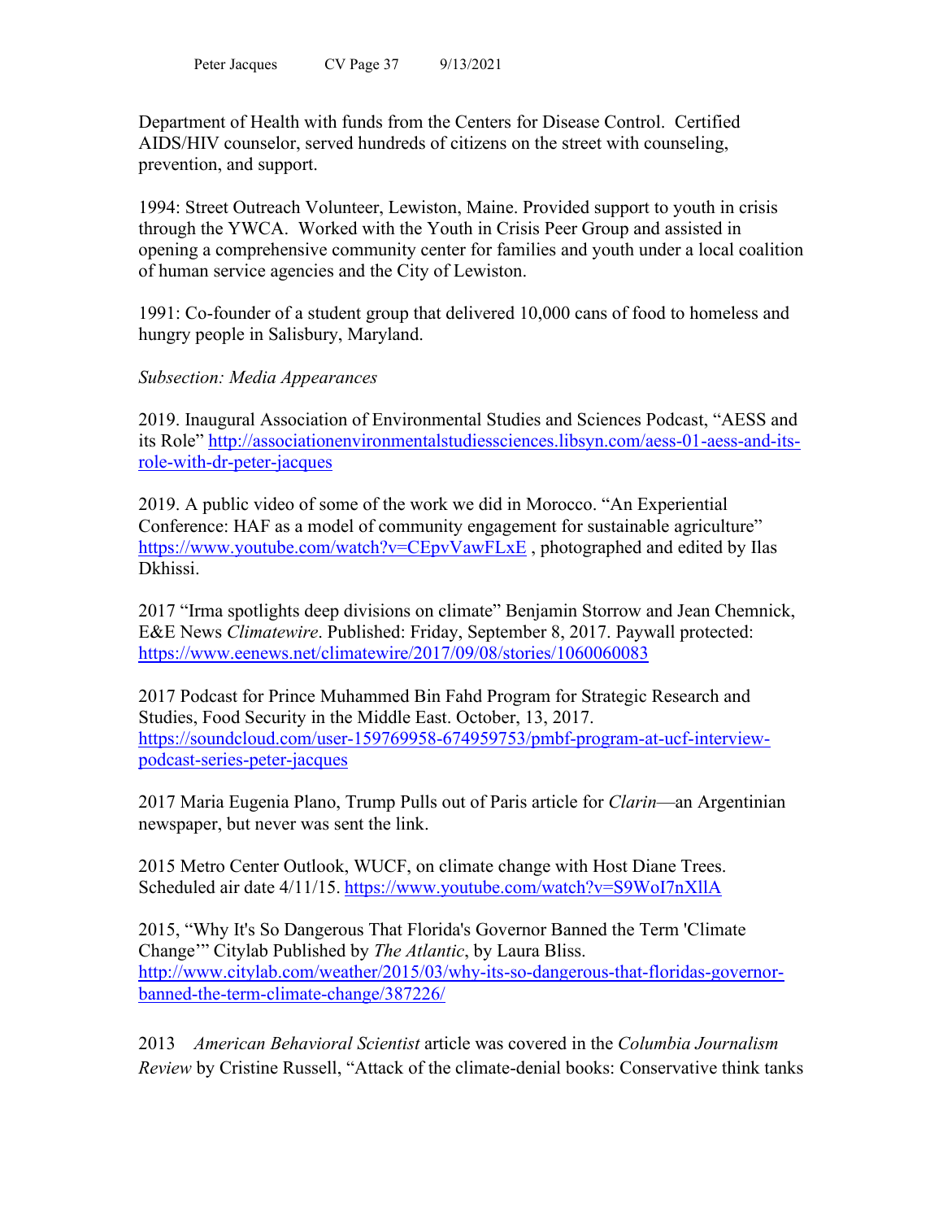Department of Health with funds from the Centers for Disease Control. Certified AIDS/HIV counselor, served hundreds of citizens on the street with counseling, prevention, and support.

1994: Street Outreach Volunteer, Lewiston, Maine. Provided support to youth in crisis through the YWCA. Worked with the Youth in Crisis Peer Group and assisted in opening a comprehensive community center for families and youth under a local coalition of human service agencies and the City of Lewiston.

1991: Co-founder of a student group that delivered 10,000 cans of food to homeless and hungry people in Salisbury, Maryland.

*Subsection: Media Appearances*

2019. Inaugural Association of Environmental Studies and Sciences Podcast, "AESS and its Role" http://associationenvironmentalstudiessciences.libsyn.com/aess-01-aess-and-its-role-with-dr-peter-jacques

2019. A public video of some of the work we did in Morocco. "An Experiential Conference: HAF as a model of community engagement for sustainable agriculture" https://www.youtube.com/watch?v=CEpvVawFLxE , photographed and edited by Ilas Dkhissi.

2017 "Irma spotlights deep divisions on climate" Benjamin Storrow and Jean Chemnick, E&E News *Climatewire*. Published: Friday, September 8, 2017. Paywall protected: https://www.eenews.net/climatewire/2017/09/08/stories/1060060083

2017 Podcast for Prince Muhammed Bin Fahd Program for Strategic Research and Studies, Food Security in the Middle East. October, 13, 2017. https://soundcloud.com/user-159769958-674959753/pmbf-program-at-ucf-interview-podcast-series-peter-jacques

2017 Maria Eugenia Plano, Trump Pulls out of Paris article for *Clarin*—an Argentinian newspaper, but never was sent the link.

2015 Metro Center Outlook, WUCF, on climate change with Host Diane Trees. Scheduled air date 4/11/15. https://www.youtube.com/watch?v=S9WoI7nXllA

2015, "Why It's So Dangerous That Florida's Governor Banned the Term 'Climate Change'" Citylab Published by *The Atlantic*, by Laura Bliss. http://www.citylab.com/weather/2015/03/why-its-so-dangerous-that-floridas-governor-banned-the-term-climate-change/387226/

2013 *American Behavioral Scientist* article was covered in the *Columbia Journalism Review* by Cristine Russell, "Attack of the climate-denial books: Conservative think tanks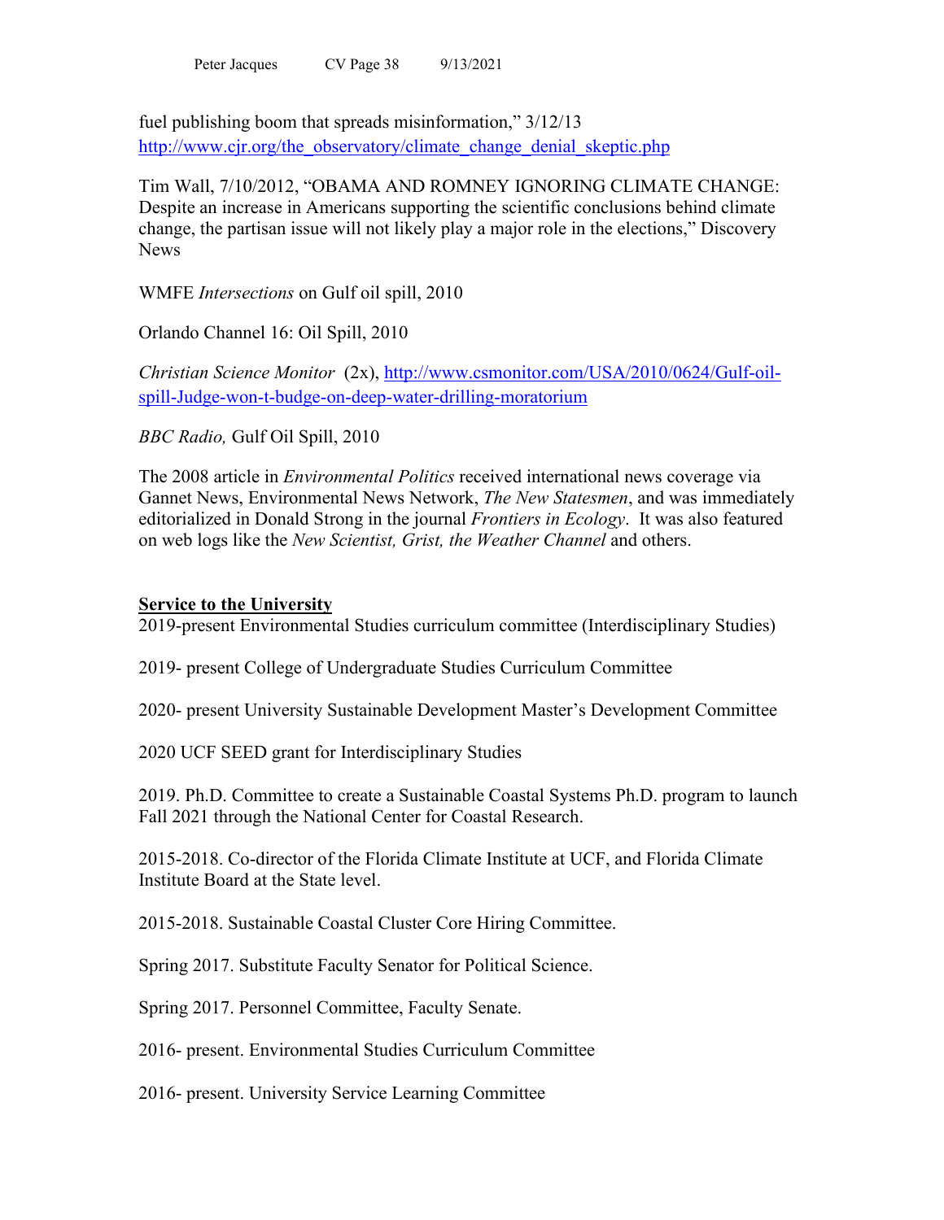fuel publishing boom that spreads misinformation," 3/12/13 http://www.cjr.org/the_observatory/climate_change_denial_skeptic.php

Tim Wall, 7/10/2012, "OBAMA AND ROMNEY IGNORING CLIMATE CHANGE: Despite an increase in Americans supporting the scientific conclusions behind climate change, the partisan issue will not likely play a major role in the elections," Discovery News

WMFE *Intersections* on Gulf oil spill, 2010

Orlando Channel 16: Oil Spill, 2010

*Christian Science Monitor* (2x), http://www.csmonitor.com/USA/2010/0624/Gulf-oil-spill-Judge-won-t-budge-on-deep-water-drilling-moratorium

*BBC Radio,* Gulf Oil Spill, 2010

The 2008 article in *Environmental Politics* received international news coverage via Gannet News, Environmental News Network, *The New Statesmen*, and was immediately editorialized in Donald Strong in the journal *Frontiers in Ecology*. It was also featured on web logs like the *New Scientist, Grist, the Weather Channel* and others.

**Service to the University**

2019-present Environmental Studies curriculum committee (Interdisciplinary Studies)

2019- present College of Undergraduate Studies Curriculum Committee

2020- present University Sustainable Development Master's Development Committee

2020 UCF SEED grant for Interdisciplinary Studies

2019. Ph.D. Committee to create a Sustainable Coastal Systems Ph.D. program to launch Fall 2021 through the National Center for Coastal Research.

2015-2018. Co-director of the Florida Climate Institute at UCF, and Florida Climate Institute Board at the State level.

2015-2018. Sustainable Coastal Cluster Core Hiring Committee.

Spring 2017. Substitute Faculty Senator for Political Science.

Spring 2017. Personnel Committee, Faculty Senate.

2016- present. Environmental Studies Curriculum Committee

2016- present. University Service Learning Committee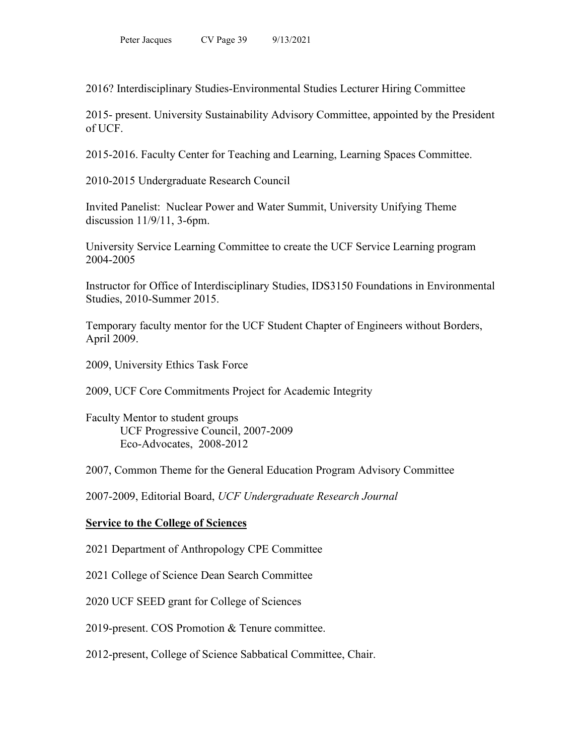2016? Interdisciplinary Studies-Environmental Studies Lecturer Hiring Committee

2015- present. University Sustainability Advisory Committee, appointed by the President of UCF.

2015-2016. Faculty Center for Teaching and Learning, Learning Spaces Committee.

2010-2015 Undergraduate Research Council

Invited Panelist: Nuclear Power and Water Summit, University Unifying Theme discussion 11/9/11, 3-6pm.

University Service Learning Committee to create the UCF Service Learning program 2004-2005

Instructor for Office of Interdisciplinary Studies, IDS3150 Foundations in Environmental Studies, 2010-Summer 2015.

Temporary faculty mentor for the UCF Student Chapter of Engineers without Borders, April 2009.

2009, University Ethics Task Force

2009, UCF Core Commitments Project for Academic Integrity

Faculty Mentor to student groups
- UCF Progressive Council, 2007-2009
- Eco-Advocates, 2008-2012

2007, Common Theme for the General Education Program Advisory Committee

2007-2009, Editorial Board, *UCF Undergraduate Research Journal*

**Service to the College of Sciences**

2021 Department of Anthropology CPE Committee

2021 College of Science Dean Search Committee

2020 UCF SEED grant for College of Sciences

2019-present. COS Promotion & Tenure committee.

2012-present, College of Science Sabbatical Committee, Chair.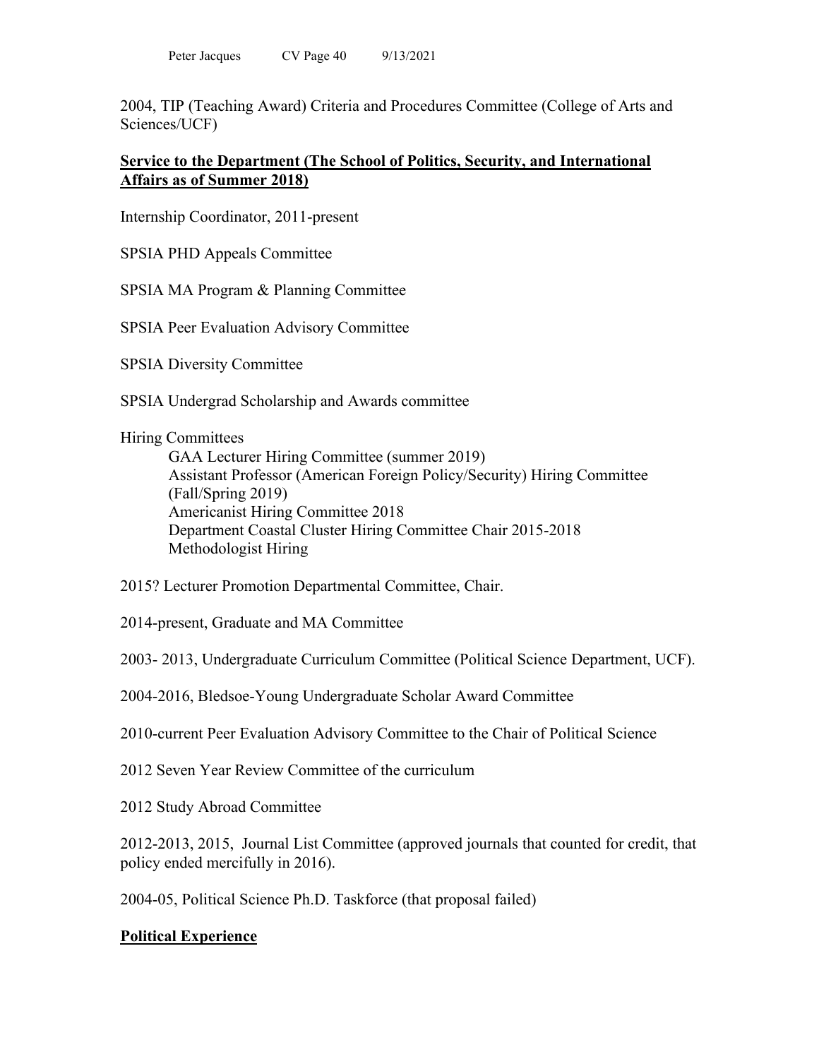2004, TIP (Teaching Award) Criteria and Procedures Committee (College of Arts and Sciences/UCF)

**<u>Service to the Department (The School of Politics, Security, and International Affairs as of Summer 2018)</u>**

Internship Coordinator, 2011-present

SPSIA PHD Appeals Committee

SPSIA MA Program & Planning Committee

SPSIA Peer Evaluation Advisory Committee

SPSIA Diversity Committee

SPSIA Undergrad Scholarship and Awards committee

Hiring Committees

- GAA Lecturer Hiring Committee (summer 2019)
- Assistant Professor (American Foreign Policy/Security) Hiring Committee (Fall/Spring 2019)
- Americanist Hiring Committee 2018
- Department Coastal Cluster Hiring Committee Chair 2015-2018
- Methodologist Hiring

2015? Lecturer Promotion Departmental Committee, Chair.

2014-present, Graduate and MA Committee

2003- 2013, Undergraduate Curriculum Committee (Political Science Department, UCF).

2004-2016, Bledsoe-Young Undergraduate Scholar Award Committee

2010-current Peer Evaluation Advisory Committee to the Chair of Political Science

2012 Seven Year Review Committee of the curriculum

2012 Study Abroad Committee

2012-2013, 2015, Journal List Committee (approved journals that counted for credit, that policy ended mercifully in 2016).

2004-05, Political Science Ph.D. Taskforce (that proposal failed)

**<u>Political Experience</u>**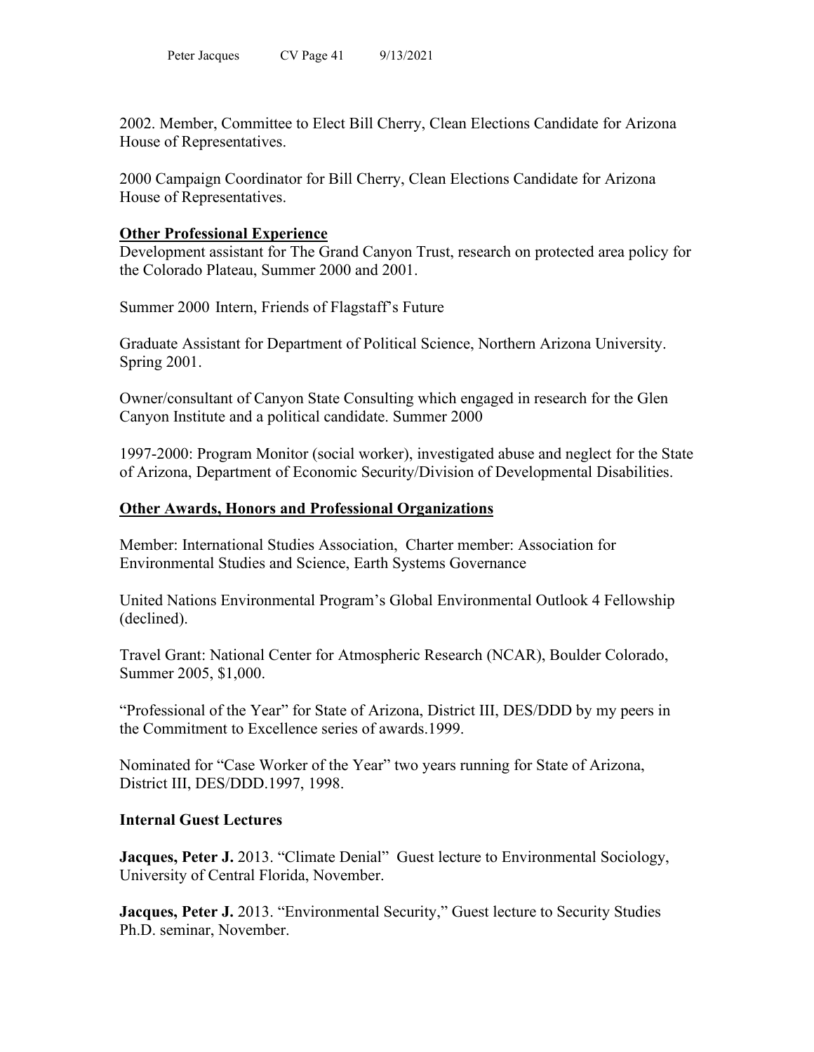2002. Member, Committee to Elect Bill Cherry, Clean Elections Candidate for Arizona House of Representatives.

2000 Campaign Coordinator for Bill Cherry, Clean Elections Candidate for Arizona House of Representatives.

## Other Professional Experience

Development assistant for The Grand Canyon Trust, research on protected area policy for the Colorado Plateau, Summer 2000 and 2001.

Summer 2000 Intern, Friends of Flagstaff's Future

Graduate Assistant for Department of Political Science, Northern Arizona University. Spring 2001.

Owner/consultant of Canyon State Consulting which engaged in research for the Glen Canyon Institute and a political candidate. Summer 2000

1997-2000: Program Monitor (social worker), investigated abuse and neglect for the State of Arizona, Department of Economic Security/Division of Developmental Disabilities.

## Other Awards, Honors and Professional Organizations

Member: International Studies Association, Charter member: Association for Environmental Studies and Science, Earth Systems Governance

United Nations Environmental Program's Global Environmental Outlook 4 Fellowship (declined).

Travel Grant: National Center for Atmospheric Research (NCAR), Boulder Colorado, Summer 2005, $1,000.

"Professional of the Year" for State of Arizona, District III, DES/DDD by my peers in the Commitment to Excellence series of awards.1999.

Nominated for "Case Worker of the Year" two years running for State of Arizona, District III, DES/DDD.1997, 1998.

## Internal Guest Lectures

**Jacques, Peter J.** 2013. "Climate Denial" Guest lecture to Environmental Sociology, University of Central Florida, November.

**Jacques, Peter J.** 2013. "Environmental Security," Guest lecture to Security Studies Ph.D. seminar, November.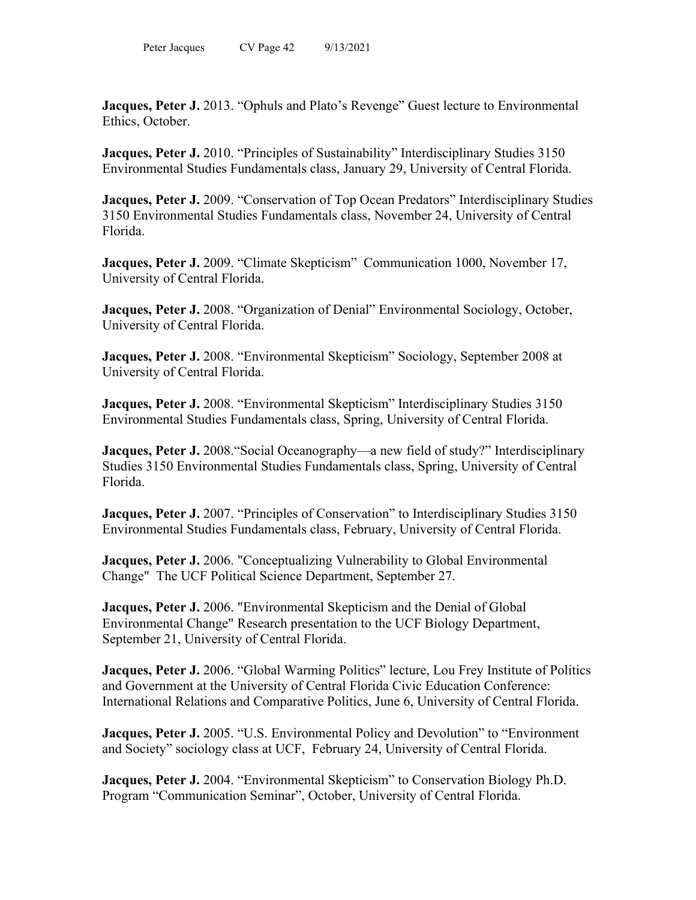**Jacques, Peter J.** 2013. "Ophuls and Plato's Revenge" Guest lecture to Environmental Ethics, October.

**Jacques, Peter J.** 2010. "Principles of Sustainability" Interdisciplinary Studies 3150 Environmental Studies Fundamentals class, January 29, University of Central Florida.

**Jacques, Peter J.** 2009. "Conservation of Top Ocean Predators" Interdisciplinary Studies 3150 Environmental Studies Fundamentals class, November 24, University of Central Florida.

**Jacques, Peter J.** 2009. "Climate Skepticism" Communication 1000, November 17, University of Central Florida.

**Jacques, Peter J.** 2008. "Organization of Denial" Environmental Sociology, October, University of Central Florida.

**Jacques, Peter J.** 2008. "Environmental Skepticism" Sociology, September 2008 at University of Central Florida.

**Jacques, Peter J.** 2008. "Environmental Skepticism" Interdisciplinary Studies 3150 Environmental Studies Fundamentals class, Spring, University of Central Florida.

**Jacques, Peter J.** 2008."Social Oceanography—a new field of study?" Interdisciplinary Studies 3150 Environmental Studies Fundamentals class, Spring, University of Central Florida.

**Jacques, Peter J.** 2007. "Principles of Conservation" to Interdisciplinary Studies 3150 Environmental Studies Fundamentals class, February, University of Central Florida.

**Jacques, Peter J.** 2006. "Conceptualizing Vulnerability to Global Environmental Change" The UCF Political Science Department, September 27.

**Jacques, Peter J.** 2006. "Environmental Skepticism and the Denial of Global Environmental Change" Research presentation to the UCF Biology Department, September 21, University of Central Florida.

**Jacques, Peter J.** 2006. "Global Warming Politics" lecture, Lou Frey Institute of Politics and Government at the University of Central Florida Civic Education Conference: International Relations and Comparative Politics, June 6, University of Central Florida.

**Jacques, Peter J.** 2005. "U.S. Environmental Policy and Devolution" to "Environment and Society" sociology class at UCF, February 24, University of Central Florida.

**Jacques, Peter J.** 2004. "Environmental Skepticism" to Conservation Biology Ph.D. Program "Communication Seminar", October, University of Central Florida.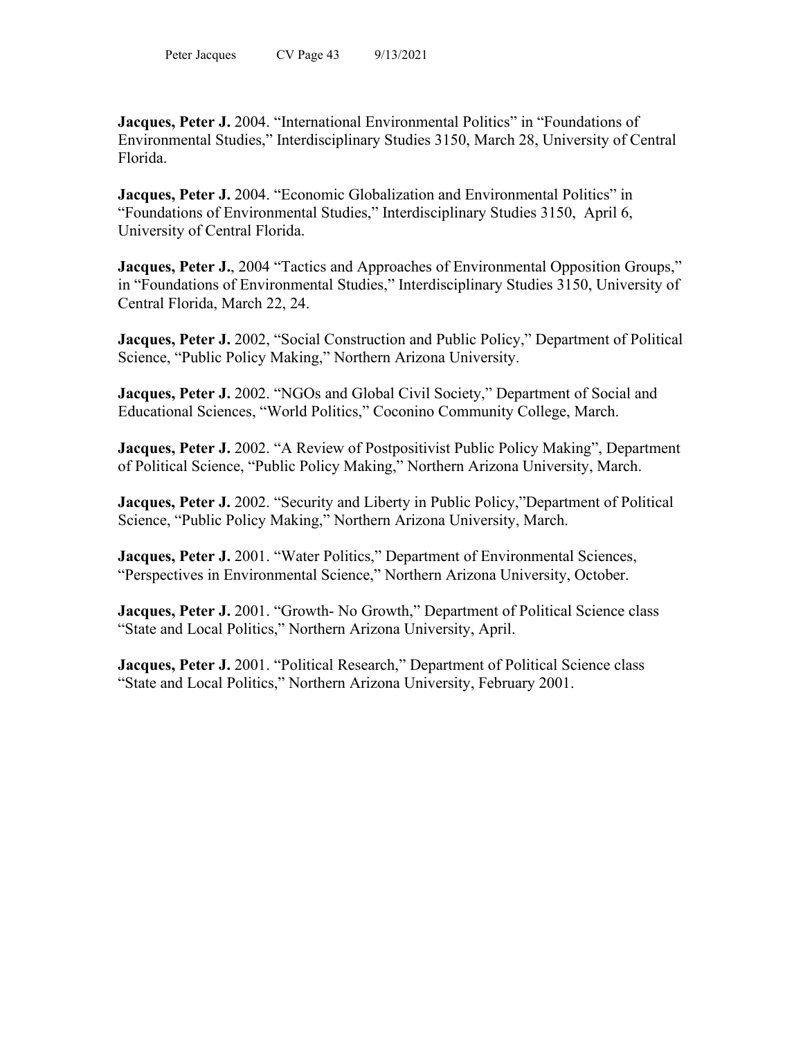**Jacques, Peter J.** 2004. "International Environmental Politics" in "Foundations of Environmental Studies," Interdisciplinary Studies 3150, March 28, University of Central Florida.

**Jacques, Peter J.** 2004. "Economic Globalization and Environmental Politics" in "Foundations of Environmental Studies," Interdisciplinary Studies 3150, April 6, University of Central Florida.

**Jacques, Peter J.**, 2004 "Tactics and Approaches of Environmental Opposition Groups," in "Foundations of Environmental Studies," Interdisciplinary Studies 3150, University of Central Florida, March 22, 24.

**Jacques, Peter J.** 2002, "Social Construction and Public Policy," Department of Political Science, "Public Policy Making," Northern Arizona University.

**Jacques, Peter J.** 2002. "NGOs and Global Civil Society," Department of Social and Educational Sciences, "World Politics," Coconino Community College, March.

**Jacques, Peter J.** 2002. "A Review of Postpositivist Public Policy Making", Department of Political Science, "Public Policy Making," Northern Arizona University, March.

**Jacques, Peter J.** 2002. "Security and Liberty in Public Policy,"Department of Political Science, "Public Policy Making," Northern Arizona University, March.

**Jacques, Peter J.** 2001. "Water Politics," Department of Environmental Sciences, "Perspectives in Environmental Science," Northern Arizona University, October.

**Jacques, Peter J.** 2001. "Growth- No Growth," Department of Political Science class "State and Local Politics," Northern Arizona University, April.

**Jacques, Peter J.** 2001. "Political Research," Department of Political Science class "State and Local Politics," Northern Arizona University, February 2001.